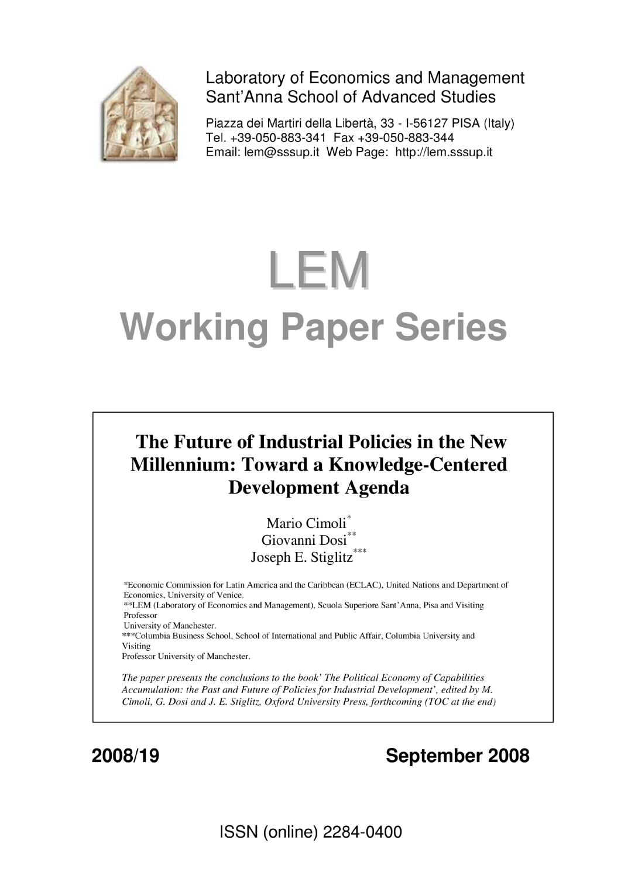Laboratory of Economics and Management
Sant'Anna School of Advanced Studies

Piazza dei Martiri della Libertà, 33 - I-56127 PISA (Italy)
Tel. +39-050-883-341 Fax +39-050-883-344
Email: lem@sssup.it Web Page: http://lem.sssup.it

# LEM

# Working Paper Series

## The Future of Industrial Policies in the New Millennium: Toward a Knowledge-Centered Development Agenda

Mario Cimoli*
Giovanni Dosi**
Joseph E. Stiglitz***

*Economic Commission for Latin America and the Caribbean (ECLAC), United Nations and Department of Economics, University of Venice.
**LEM (Laboratory of Economics and Management), Scuola Superiore Sant'Anna, Pisa and Visiting Professor University of Manchester.
***Columbia Business School, School of International and Public Affair, Columbia University and Visiting Professor University of Manchester.

*The paper presents the conclusions to the book' The Political Economy of Capabilities Accumulation: the Past and Future of Policies for Industrial Development', edited by M. Cimoli, G. Dosi and J. E. Stiglitz, Oxford University Press, forthcoming (TOC at the end)*

**2008/19** **September 2008**

ISSN (online) 2284-0400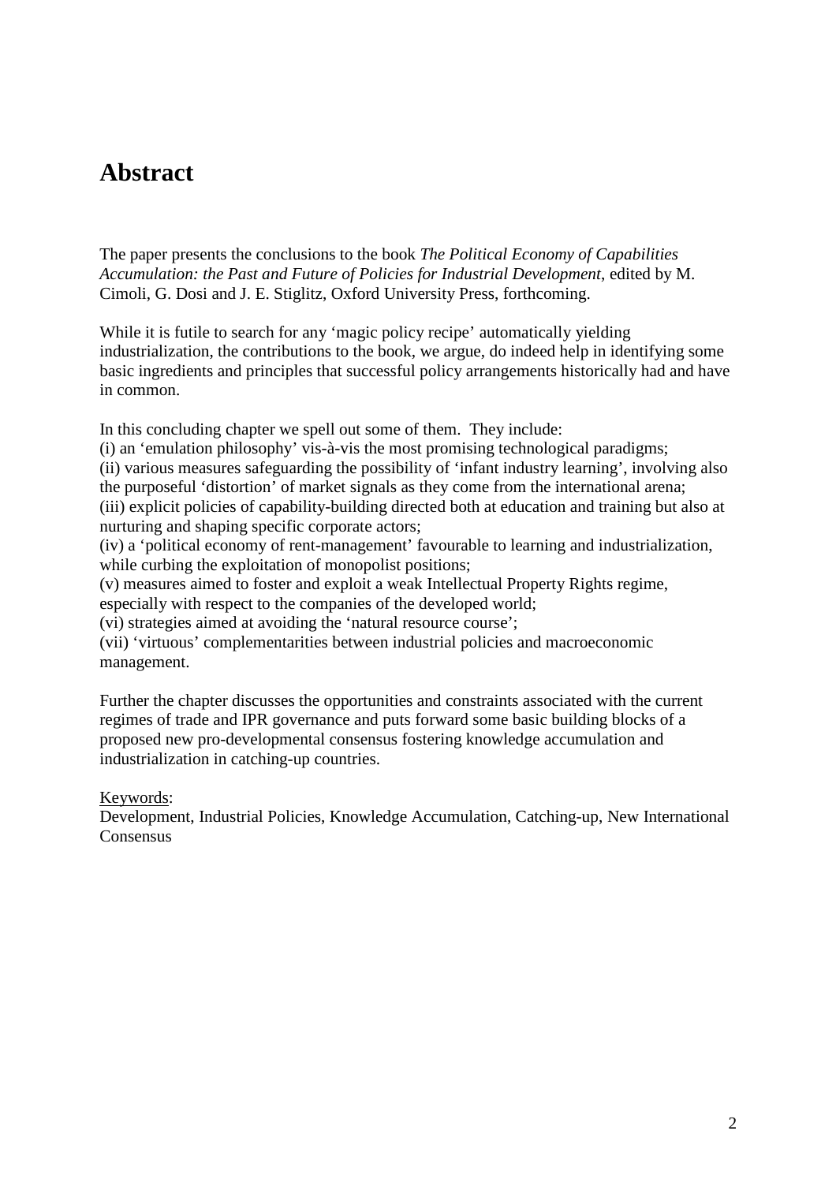# Abstract

The paper presents the conclusions to the book *The Political Economy of Capabilities Accumulation: the Past and Future of Policies for Industrial Development*, edited by M. Cimoli, G. Dosi and J. E. Stiglitz, Oxford University Press, forthcoming.

While it is futile to search for any 'magic policy recipe' automatically yielding industrialization, the contributions to the book, we argue, do indeed help in identifying some basic ingredients and principles that successful policy arrangements historically had and have in common.

In this concluding chapter we spell out some of them. They include:
(i) an 'emulation philosophy' vis-à-vis the most promising technological paradigms;
(ii) various measures safeguarding the possibility of 'infant industry learning', involving also the purposeful 'distortion' of market signals as they come from the international arena;
(iii) explicit policies of capability-building directed both at education and training but also at nurturing and shaping specific corporate actors;
(iv) a 'political economy of rent-management' favourable to learning and industrialization, while curbing the exploitation of monopolist positions;
(v) measures aimed to foster and exploit a weak Intellectual Property Rights regime, especially with respect to the companies of the developed world;
(vi) strategies aimed at avoiding the 'natural resource course';
(vii) 'virtuous' complementarities between industrial policies and macroeconomic management.

Further the chapter discusses the opportunities and constraints associated with the current regimes of trade and IPR governance and puts forward some basic building blocks of a proposed new pro-developmental consensus fostering knowledge accumulation and industrialization in catching-up countries.

Keywords:
Development, Industrial Policies, Knowledge Accumulation, Catching-up, New International Consensus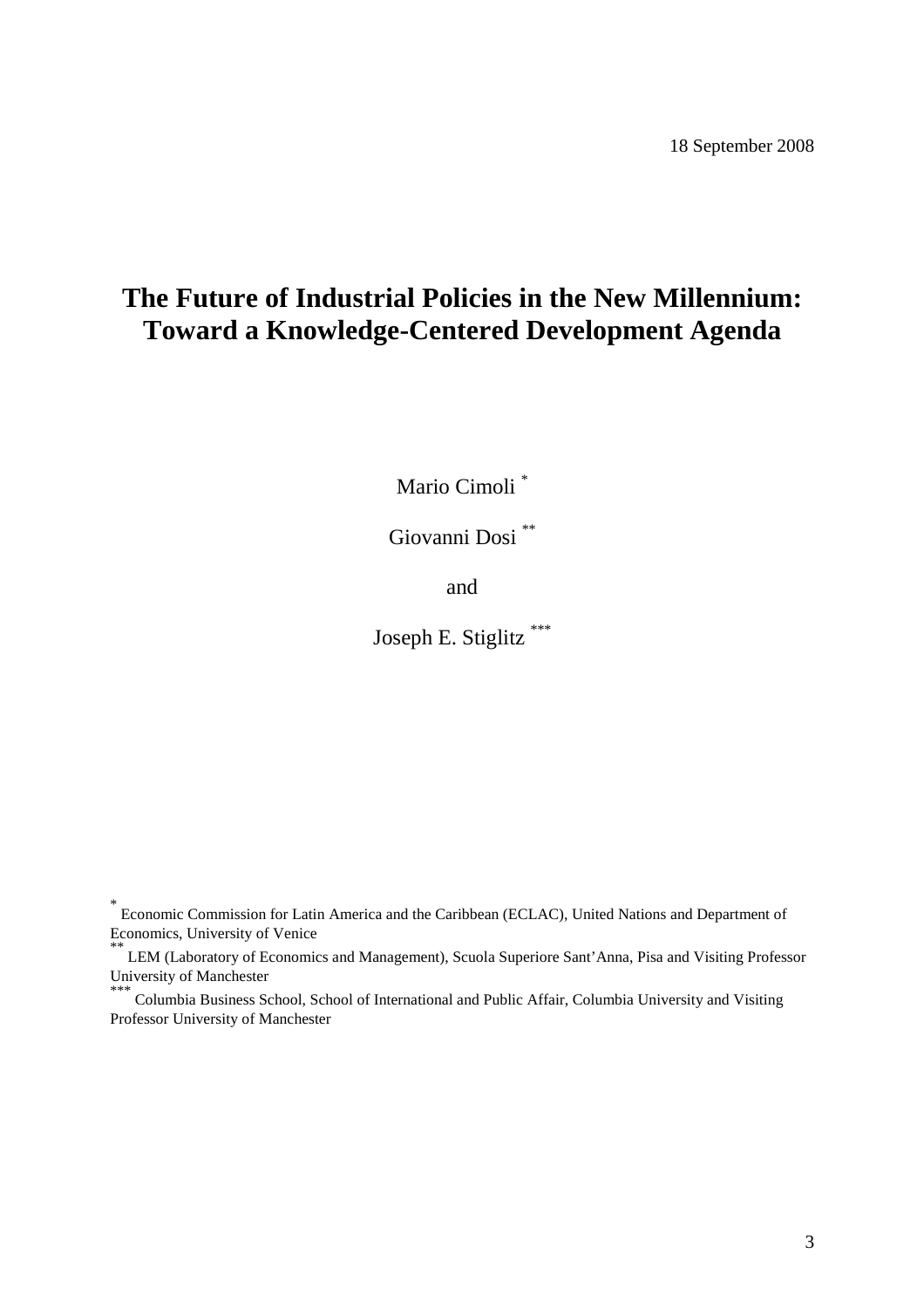18 September 2008

# The Future of Industrial Policies in the New Millennium: Toward a Knowledge-Centered Development Agenda

Mario Cimoli [*]

Giovanni Dosi [**]

and

Joseph E. Stiglitz [***]

[*] Economic Commission for Latin America and the Caribbean (ECLAC), United Nations and Department of Economics, University of Venice

[**] LEM (Laboratory of Economics and Management), Scuola Superiore Sant'Anna, Pisa and Visiting Professor University of Manchester

[***] Columbia Business School, School of International and Public Affair, Columbia University and Visiting Professor University of Manchester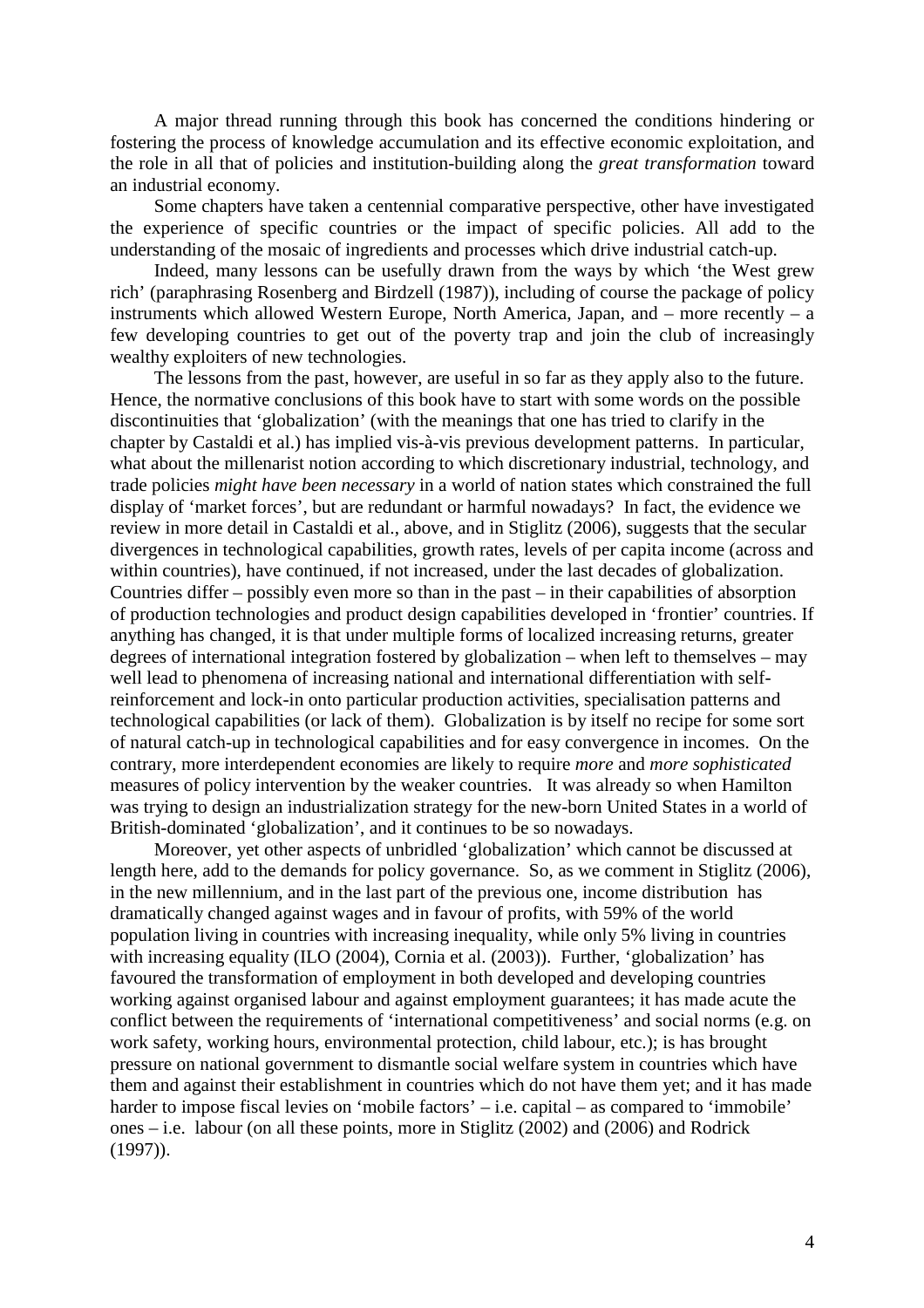A major thread running through this book has concerned the conditions hindering or fostering the process of knowledge accumulation and its effective economic exploitation, and the role in all that of policies and institution-building along the *great transformation* toward an industrial economy.

Some chapters have taken a centennial comparative perspective, other have investigated the experience of specific countries or the impact of specific policies. All add to the understanding of the mosaic of ingredients and processes which drive industrial catch-up.

Indeed, many lessons can be usefully drawn from the ways by which 'the West grew rich' (paraphrasing Rosenberg and Birdzell (1987)), including of course the package of policy instruments which allowed Western Europe, North America, Japan, and – more recently – a few developing countries to get out of the poverty trap and join the club of increasingly wealthy exploiters of new technologies.

The lessons from the past, however, are useful in so far as they apply also to the future. Hence, the normative conclusions of this book have to start with some words on the possible discontinuities that 'globalization' (with the meanings that one has tried to clarify in the chapter by Castaldi et al.) has implied vis-à-vis previous development patterns. In particular, what about the millenarist notion according to which discretionary industrial, technology, and trade policies *might have been necessary* in a world of nation states which constrained the full display of 'market forces', but are redundant or harmful nowadays? In fact, the evidence we review in more detail in Castaldi et al., above, and in Stiglitz (2006), suggests that the secular divergences in technological capabilities, growth rates, levels of per capita income (across and within countries), have continued, if not increased, under the last decades of globalization. Countries differ – possibly even more so than in the past – in their capabilities of absorption of production technologies and product design capabilities developed in 'frontier' countries. If anything has changed, it is that under multiple forms of localized increasing returns, greater degrees of international integration fostered by globalization – when left to themselves – may well lead to phenomena of increasing national and international differentiation with self-reinforcement and lock-in onto particular production activities, specialisation patterns and technological capabilities (or lack of them). Globalization is by itself no recipe for some sort of natural catch-up in technological capabilities and for easy convergence in incomes. On the contrary, more interdependent economies are likely to require *more* and *more sophisticated* measures of policy intervention by the weaker countries. It was already so when Hamilton was trying to design an industrialization strategy for the new-born United States in a world of British-dominated 'globalization', and it continues to be so nowadays.

Moreover, yet other aspects of unbridled 'globalization' which cannot be discussed at length here, add to the demands for policy governance. So, as we comment in Stiglitz (2006), in the new millennium, and in the last part of the previous one, income distribution has dramatically changed against wages and in favour of profits, with 59% of the world population living in countries with increasing inequality, while only 5% living in countries with increasing equality (ILO (2004), Cornia et al. (2003)). Further, 'globalization' has favoured the transformation of employment in both developed and developing countries working against organised labour and against employment guarantees; it has made acute the conflict between the requirements of 'international competitiveness' and social norms (e.g. on work safety, working hours, environmental protection, child labour, etc.); is has brought pressure on national government to dismantle social welfare system in countries which have them and against their establishment in countries which do not have them yet; and it has made harder to impose fiscal levies on 'mobile factors' – i.e. capital – as compared to 'immobile' ones – i.e. labour (on all these points, more in Stiglitz (2002) and (2006) and Rodrick (1997)).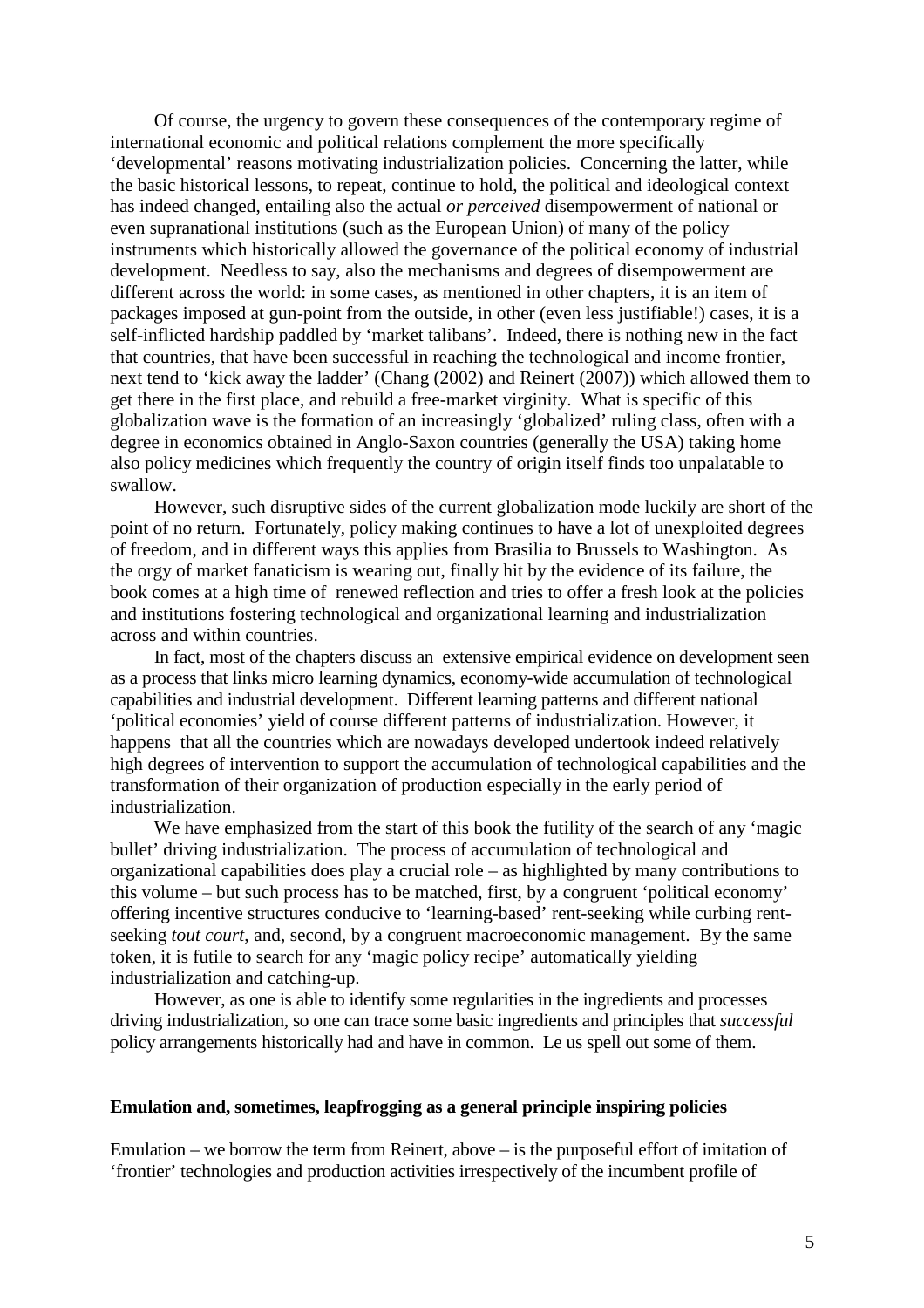Of course, the urgency to govern these consequences of the contemporary regime of international economic and political relations complement the more specifically 'developmental' reasons motivating industrialization policies. Concerning the latter, while the basic historical lessons, to repeat, continue to hold, the political and ideological context has indeed changed, entailing also the actual *or perceived* disempowerment of national or even supranational institutions (such as the European Union) of many of the policy instruments which historically allowed the governance of the political economy of industrial development. Needless to say, also the mechanisms and degrees of disempowerment are different across the world: in some cases, as mentioned in other chapters, it is an item of packages imposed at gun-point from the outside, in other (even less justifiable!) cases, it is a self-inflicted hardship paddled by 'market talibans'. Indeed, there is nothing new in the fact that countries, that have been successful in reaching the technological and income frontier, next tend to 'kick away the ladder' (Chang (2002) and Reinert (2007)) which allowed them to get there in the first place, and rebuild a free-market virginity. What is specific of this globalization wave is the formation of an increasingly 'globalized' ruling class, often with a degree in economics obtained in Anglo-Saxon countries (generally the USA) taking home also policy medicines which frequently the country of origin itself finds too unpalatable to swallow.

However, such disruptive sides of the current globalization mode luckily are short of the point of no return. Fortunately, policy making continues to have a lot of unexploited degrees of freedom, and in different ways this applies from Brasilia to Brussels to Washington. As the orgy of market fanaticism is wearing out, finally hit by the evidence of its failure, the book comes at a high time of renewed reflection and tries to offer a fresh look at the policies and institutions fostering technological and organizational learning and industrialization across and within countries.

In fact, most of the chapters discuss an extensive empirical evidence on development seen as a process that links micro learning dynamics, economy-wide accumulation of technological capabilities and industrial development. Different learning patterns and different national 'political economies' yield of course different patterns of industrialization. However, it happens that all the countries which are nowadays developed undertook indeed relatively high degrees of intervention to support the accumulation of technological capabilities and the transformation of their organization of production especially in the early period of industrialization.

We have emphasized from the start of this book the futility of the search of any 'magic bullet' driving industrialization. The process of accumulation of technological and organizational capabilities does play a crucial role – as highlighted by many contributions to this volume – but such process has to be matched, first, by a congruent 'political economy' offering incentive structures conducive to 'learning-based' rent-seeking while curbing rent-seeking *tout court*, and, second, by a congruent macroeconomic management. By the same token, it is futile to search for any 'magic policy recipe' automatically yielding industrialization and catching-up.

However, as one is able to identify some regularities in the ingredients and processes driving industrialization, so one can trace some basic ingredients and principles that *successful* policy arrangements historically had and have in common. Le us spell out some of them.

## Emulation and, sometimes, leapfrogging as a general principle inspiring policies

Emulation – we borrow the term from Reinert, above – is the purposeful effort of imitation of 'frontier' technologies and production activities irrespectively of the incumbent profile of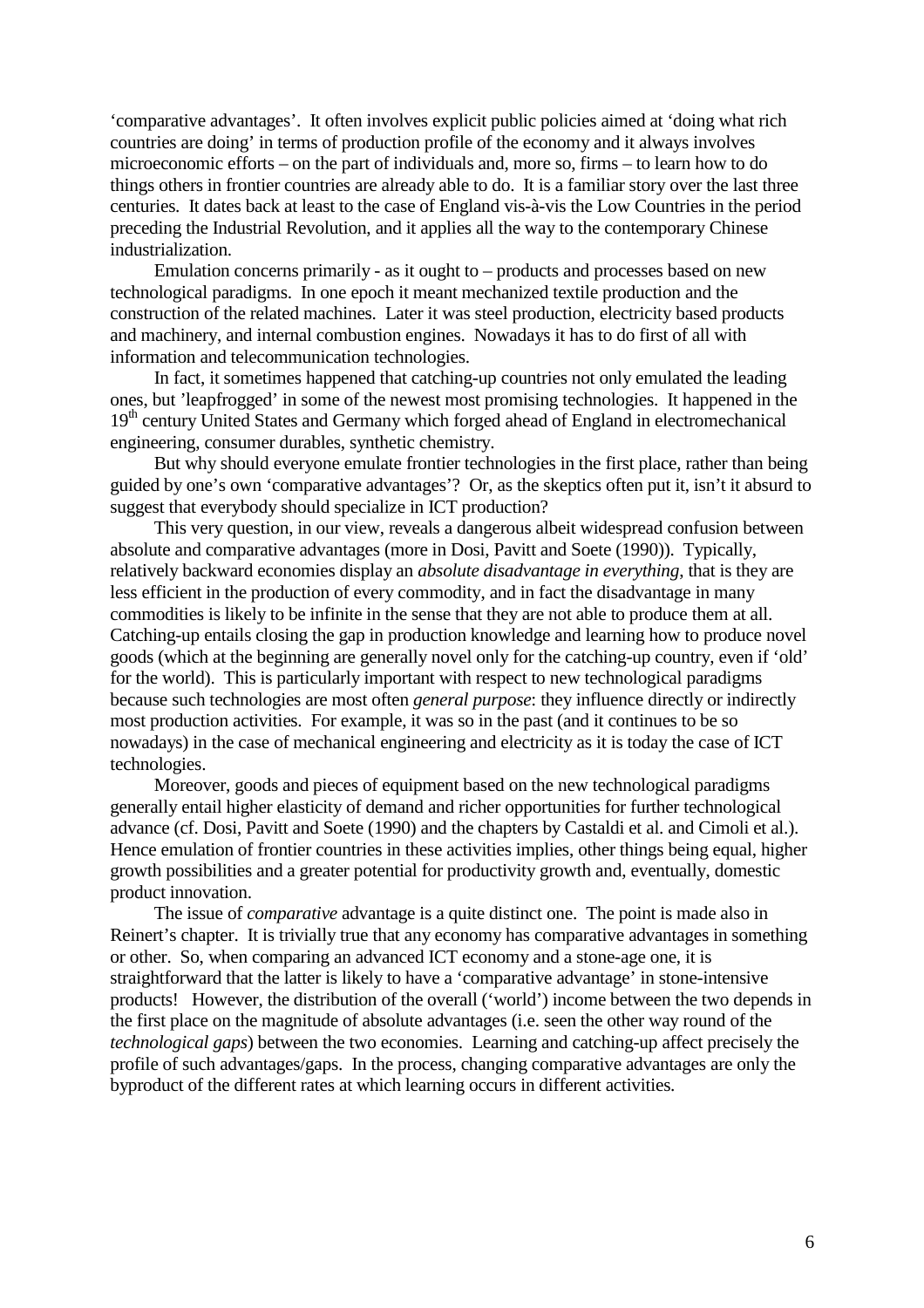'comparative advantages'. It often involves explicit public policies aimed at 'doing what rich countries are doing' in terms of production profile of the economy and it always involves microeconomic efforts – on the part of individuals and, more so, firms – to learn how to do things others in frontier countries are already able to do. It is a familiar story over the last three centuries. It dates back at least to the case of England vis-à-vis the Low Countries in the period preceding the Industrial Revolution, and it applies all the way to the contemporary Chinese industrialization.

Emulation concerns primarily - as it ought to – products and processes based on new technological paradigms. In one epoch it meant mechanized textile production and the construction of the related machines. Later it was steel production, electricity based products and machinery, and internal combustion engines. Nowadays it has to do first of all with information and telecommunication technologies.

In fact, it sometimes happened that catching-up countries not only emulated the leading ones, but 'leapfrogged' in some of the newest most promising technologies. It happened in the 19th century United States and Germany which forged ahead of England in electromechanical engineering, consumer durables, synthetic chemistry.

But why should everyone emulate frontier technologies in the first place, rather than being guided by one's own 'comparative advantages'? Or, as the skeptics often put it, isn't it absurd to suggest that everybody should specialize in ICT production?

This very question, in our view, reveals a dangerous albeit widespread confusion between absolute and comparative advantages (more in Dosi, Pavitt and Soete (1990)). Typically, relatively backward economies display an *absolute disadvantage in everything*, that is they are less efficient in the production of every commodity, and in fact the disadvantage in many commodities is likely to be infinite in the sense that they are not able to produce them at all. Catching-up entails closing the gap in production knowledge and learning how to produce novel goods (which at the beginning are generally novel only for the catching-up country, even if 'old' for the world). This is particularly important with respect to new technological paradigms because such technologies are most often *general purpose*: they influence directly or indirectly most production activities. For example, it was so in the past (and it continues to be so nowadays) in the case of mechanical engineering and electricity as it is today the case of ICT technologies.

Moreover, goods and pieces of equipment based on the new technological paradigms generally entail higher elasticity of demand and richer opportunities for further technological advance (cf. Dosi, Pavitt and Soete (1990) and the chapters by Castaldi et al. and Cimoli et al.). Hence emulation of frontier countries in these activities implies, other things being equal, higher growth possibilities and a greater potential for productivity growth and, eventually, domestic product innovation.

The issue of *comparative* advantage is a quite distinct one. The point is made also in Reinert's chapter. It is trivially true that any economy has comparative advantages in something or other. So, when comparing an advanced ICT economy and a stone-age one, it is straightforward that the latter is likely to have a 'comparative advantage' in stone-intensive products! However, the distribution of the overall ('world') income between the two depends in the first place on the magnitude of absolute advantages (i.e. seen the other way round of the *technological gaps*) between the two economies. Learning and catching-up affect precisely the profile of such advantages/gaps. In the process, changing comparative advantages are only the byproduct of the different rates at which learning occurs in different activities.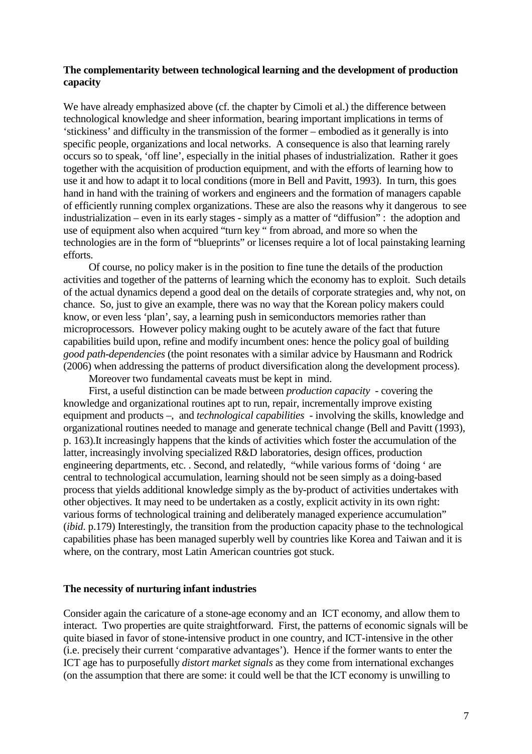**The complementarity between technological learning and the development of production capacity**

We have already emphasized above (cf. the chapter by Cimoli et al.) the difference between technological knowledge and sheer information, bearing important implications in terms of 'stickiness' and difficulty in the transmission of the former – embodied as it generally is into specific people, organizations and local networks. A consequence is also that learning rarely occurs so to speak, 'off line', especially in the initial phases of industrialization. Rather it goes together with the acquisition of production equipment, and with the efforts of learning how to use it and how to adapt it to local conditions (more in Bell and Pavitt, 1993). In turn, this goes hand in hand with the training of workers and engineers and the formation of managers capable of efficiently running complex organizations. These are also the reasons why it dangerous to see industrialization – even in its early stages - simply as a matter of "diffusion" : the adoption and use of equipment also when acquired "turn key " from abroad, and more so when the technologies are in the form of "blueprints" or licenses require a lot of local painstaking learning efforts.

Of course, no policy maker is in the position to fine tune the details of the production activities and together of the patterns of learning which the economy has to exploit. Such details of the actual dynamics depend a good deal on the details of corporate strategies and, why not, on chance. So, just to give an example, there was no way that the Korean policy makers could know, or even less 'plan', say, a learning push in semiconductors memories rather than microprocessors. However policy making ought to be acutely aware of the fact that future capabilities build upon, refine and modify incumbent ones: hence the policy goal of building *good path-dependencies* (the point resonates with a similar advice by Hausmann and Rodrick (2006) when addressing the patterns of product diversification along the development process).

Moreover two fundamental caveats must be kept in mind.

First, a useful distinction can be made between *production capacity* - covering the knowledge and organizational routines apt to run, repair, incrementally improve existing equipment and products –, and *technological capabilities* - involving the skills, knowledge and organizational routines needed to manage and generate technical change (Bell and Pavitt (1993), p. 163).It increasingly happens that the kinds of activities which foster the accumulation of the latter, increasingly involving specialized R&D laboratories, design offices, production engineering departments, etc. . Second, and relatedly, "while various forms of 'doing ' are central to technological accumulation, learning should not be seen simply as a doing-based process that yields additional knowledge simply as the by-product of activities undertakes with other objectives. It may need to be undertaken as a costly, explicit activity in its own right: various forms of technological training and deliberately managed experience accumulation" (*ibid*. p.179) Interestingly, the transition from the production capacity phase to the technological capabilities phase has been managed superbly well by countries like Korea and Taiwan and it is where, on the contrary, most Latin American countries got stuck.

**The necessity of nurturing infant industries**

Consider again the caricature of a stone-age economy and an ICT economy, and allow them to interact. Two properties are quite straightforward. First, the patterns of economic signals will be quite biased in favor of stone-intensive product in one country, and ICT-intensive in the other (i.e. precisely their current 'comparative advantages'). Hence if the former wants to enter the ICT age has to purposefully *distort market signals* as they come from international exchanges (on the assumption that there are some: it could well be that the ICT economy is unwilling to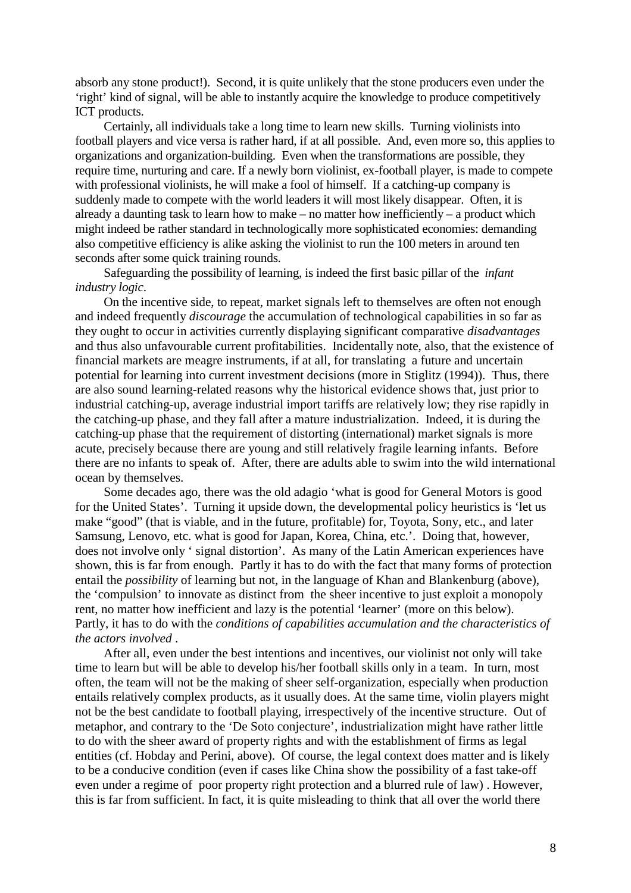absorb any stone product!). Second, it is quite unlikely that the stone producers even under the 'right' kind of signal, will be able to instantly acquire the knowledge to produce competitively ICT products.

Certainly, all individuals take a long time to learn new skills. Turning violinists into football players and vice versa is rather hard, if at all possible. And, even more so, this applies to organizations and organization-building. Even when the transformations are possible, they require time, nurturing and care. If a newly born violinist, ex-football player, is made to compete with professional violinists, he will make a fool of himself. If a catching-up company is suddenly made to compete with the world leaders it will most likely disappear. Often, it is already a daunting task to learn how to make – no matter how inefficiently – a product which might indeed be rather standard in technologically more sophisticated economies: demanding also competitive efficiency is alike asking the violinist to run the 100 meters in around ten seconds after some quick training rounds.

Safeguarding the possibility of learning, is indeed the first basic pillar of the *infant industry logic*.

On the incentive side, to repeat, market signals left to themselves are often not enough and indeed frequently *discourage* the accumulation of technological capabilities in so far as they ought to occur in activities currently displaying significant comparative *disadvantages* and thus also unfavourable current profitabilities. Incidentally note, also, that the existence of financial markets are meagre instruments, if at all, for translating a future and uncertain potential for learning into current investment decisions (more in Stiglitz (1994)). Thus, there are also sound learning-related reasons why the historical evidence shows that, just prior to industrial catching-up, average industrial import tariffs are relatively low; they rise rapidly in the catching-up phase, and they fall after a mature industrialization. Indeed, it is during the catching-up phase that the requirement of distorting (international) market signals is more acute, precisely because there are young and still relatively fragile learning infants. Before there are no infants to speak of. After, there are adults able to swim into the wild international ocean by themselves.

Some decades ago, there was the old adagio 'what is good for General Motors is good for the United States'. Turning it upside down, the developmental policy heuristics is 'let us make "good" (that is viable, and in the future, profitable) for, Toyota, Sony, etc., and later Samsung, Lenovo, etc. what is good for Japan, Korea, China, etc.'. Doing that, however, does not involve only ' signal distortion'. As many of the Latin American experiences have shown, this is far from enough. Partly it has to do with the fact that many forms of protection entail the *possibility* of learning but not, in the language of Khan and Blankenburg (above), the 'compulsion' to innovate as distinct from the sheer incentive to just exploit a monopoly rent, no matter how inefficient and lazy is the potential 'learner' (more on this below). Partly, it has to do with the *conditions of capabilities accumulation and the characteristics of the actors involved* .

After all, even under the best intentions and incentives, our violinist not only will take time to learn but will be able to develop his/her football skills only in a team. In turn, most often, the team will not be the making of sheer self-organization, especially when production entails relatively complex products, as it usually does. At the same time, violin players might not be the best candidate to football playing, irrespectively of the incentive structure. Out of metaphor, and contrary to the 'De Soto conjecture', industrialization might have rather little to do with the sheer award of property rights and with the establishment of firms as legal entities (cf. Hobday and Perini, above). Of course, the legal context does matter and is likely to be a conducive condition (even if cases like China show the possibility of a fast take-off even under a regime of poor property right protection and a blurred rule of law) . However, this is far from sufficient. In fact, it is quite misleading to think that all over the world there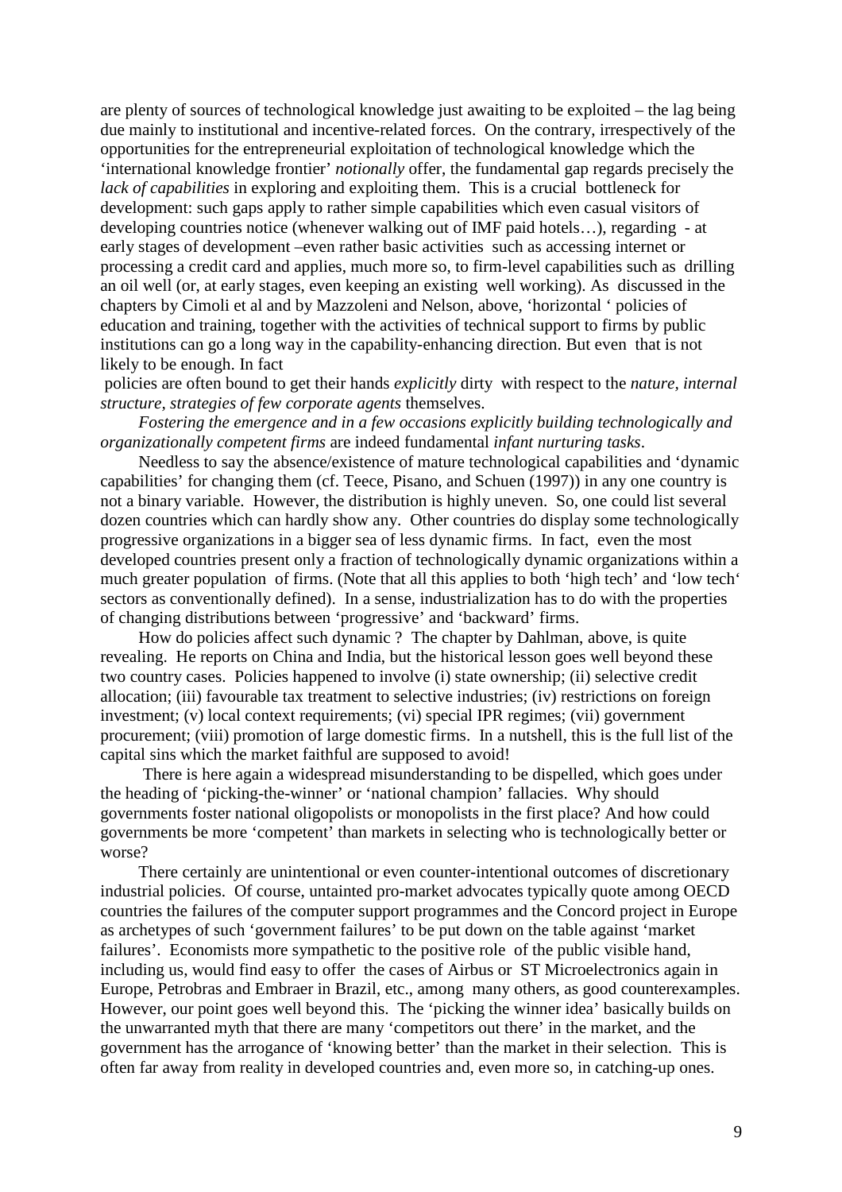are plenty of sources of technological knowledge just awaiting to be exploited – the lag being due mainly to institutional and incentive-related forces. On the contrary, irrespectively of the opportunities for the entrepreneurial exploitation of technological knowledge which the 'international knowledge frontier' *notionally* offer, the fundamental gap regards precisely the *lack of capabilities* in exploring and exploiting them. This is a crucial bottleneck for development: such gaps apply to rather simple capabilities which even casual visitors of developing countries notice (whenever walking out of IMF paid hotels…), regarding - at early stages of development –even rather basic activities such as accessing internet or processing a credit card and applies, much more so, to firm-level capabilities such as drilling an oil well (or, at early stages, even keeping an existing well working). As discussed in the chapters by Cimoli et al and by Mazzoleni and Nelson, above, 'horizontal ' policies of education and training, together with the activities of technical support to firms by public institutions can go a long way in the capability-enhancing direction. But even that is not likely to be enough. In fact

policies are often bound to get their hands *explicitly* dirty with respect to the *nature, internal structure, strategies of few corporate agents* themselves.

*Fostering the emergence and in a few occasions explicitly building technologically and organizationally competent firms* are indeed fundamental *infant nurturing tasks*.

Needless to say the absence/existence of mature technological capabilities and 'dynamic capabilities' for changing them (cf. Teece, Pisano, and Schuen (1997)) in any one country is not a binary variable. However, the distribution is highly uneven. So, one could list several dozen countries which can hardly show any. Other countries do display some technologically progressive organizations in a bigger sea of less dynamic firms. In fact, even the most developed countries present only a fraction of technologically dynamic organizations within a much greater population of firms. (Note that all this applies to both 'high tech' and 'low tech' sectors as conventionally defined). In a sense, industrialization has to do with the properties of changing distributions between 'progressive' and 'backward' firms.

How do policies affect such dynamic ? The chapter by Dahlman, above, is quite revealing. He reports on China and India, but the historical lesson goes well beyond these two country cases. Policies happened to involve (i) state ownership; (ii) selective credit allocation; (iii) favourable tax treatment to selective industries; (iv) restrictions on foreign investment; (v) local context requirements; (vi) special IPR regimes; (vii) government procurement; (viii) promotion of large domestic firms. In a nutshell, this is the full list of the capital sins which the market faithful are supposed to avoid!

There is here again a widespread misunderstanding to be dispelled, which goes under the heading of 'picking-the-winner' or 'national champion' fallacies. Why should governments foster national oligopolists or monopolists in the first place? And how could governments be more 'competent' than markets in selecting who is technologically better or worse?

There certainly are unintentional or even counter-intentional outcomes of discretionary industrial policies. Of course, untainted pro-market advocates typically quote among OECD countries the failures of the computer support programmes and the Concord project in Europe as archetypes of such 'government failures' to be put down on the table against 'market failures'. Economists more sympathetic to the positive role of the public visible hand, including us, would find easy to offer the cases of Airbus or ST Microelectronics again in Europe, Petrobras and Embraer in Brazil, etc., among many others, as good counterexamples. However, our point goes well beyond this. The 'picking the winner idea' basically builds on the unwarranted myth that there are many 'competitors out there' in the market, and the government has the arrogance of 'knowing better' than the market in their selection. This is often far away from reality in developed countries and, even more so, in catching-up ones.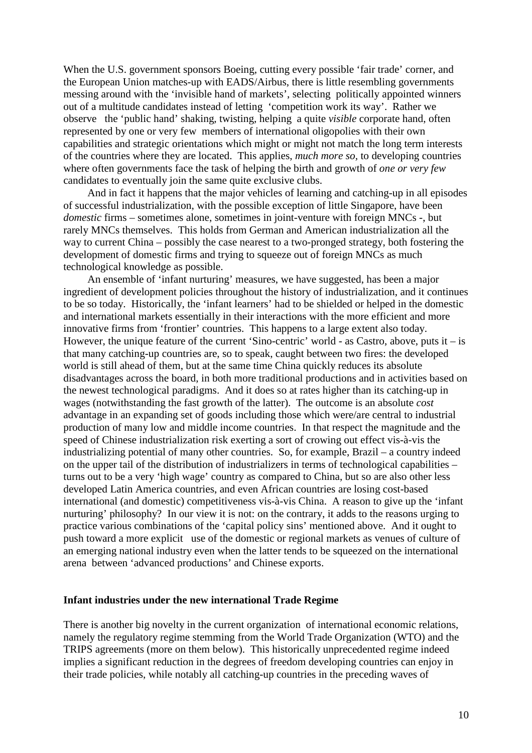When the U.S. government sponsors Boeing, cutting every possible 'fair trade' corner, and the European Union matches-up with EADS/Airbus, there is little resembling governments messing around with the 'invisible hand of markets', selecting politically appointed winners out of a multitude candidates instead of letting 'competition work its way'. Rather we observe the 'public hand' shaking, twisting, helping a quite *visible* corporate hand, often represented by one or very few members of international oligopolies with their own capabilities and strategic orientations which might or might not match the long term interests of the countries where they are located. This applies, *much more so*, to developing countries where often governments face the task of helping the birth and growth of *one or very few* candidates to eventually join the same quite exclusive clubs.

And in fact it happens that the major vehicles of learning and catching-up in all episodes of successful industrialization, with the possible exception of little Singapore, have been *domestic* firms – sometimes alone, sometimes in joint-venture with foreign MNCs -, but rarely MNCs themselves. This holds from German and American industrialization all the way to current China – possibly the case nearest to a two-pronged strategy, both fostering the development of domestic firms and trying to squeeze out of foreign MNCs as much technological knowledge as possible.

An ensemble of 'infant nurturing' measures, we have suggested, has been a major ingredient of development policies throughout the history of industrialization, and it continues to be so today. Historically, the 'infant learners' had to be shielded or helped in the domestic and international markets essentially in their interactions with the more efficient and more innovative firms from 'frontier' countries. This happens to a large extent also today. However, the unique feature of the current 'Sino-centric' world - as Castro, above, puts it – is that many catching-up countries are, so to speak, caught between two fires: the developed world is still ahead of them, but at the same time China quickly reduces its absolute disadvantages across the board, in both more traditional productions and in activities based on the newest technological paradigms. And it does so at rates higher than its catching-up in wages (notwithstanding the fast growth of the latter). The outcome is an absolute *cost* advantage in an expanding set of goods including those which were/are central to industrial production of many low and middle income countries. In that respect the magnitude and the speed of Chinese industrialization risk exerting a sort of crowing out effect vis-à-vis the industrializing potential of many other countries. So, for example, Brazil – a country indeed on the upper tail of the distribution of industrializers in terms of technological capabilities – turns out to be a very 'high wage' country as compared to China, but so are also other less developed Latin America countries, and even African countries are losing cost-based international (and domestic) competitiveness vis-à-vis China. A reason to give up the 'infant nurturing' philosophy? In our view it is not: on the contrary, it adds to the reasons urging to practice various combinations of the 'capital policy sins' mentioned above. And it ought to push toward a more explicit use of the domestic or regional markets as venues of culture of an emerging national industry even when the latter tends to be squeezed on the international arena between 'advanced productions' and Chinese exports.

## Infant industries under the new international Trade Regime

There is another big novelty in the current organization of international economic relations, namely the regulatory regime stemming from the World Trade Organization (WTO) and the TRIPS agreements (more on them below). This historically unprecedented regime indeed implies a significant reduction in the degrees of freedom developing countries can enjoy in their trade policies, while notably all catching-up countries in the preceding waves of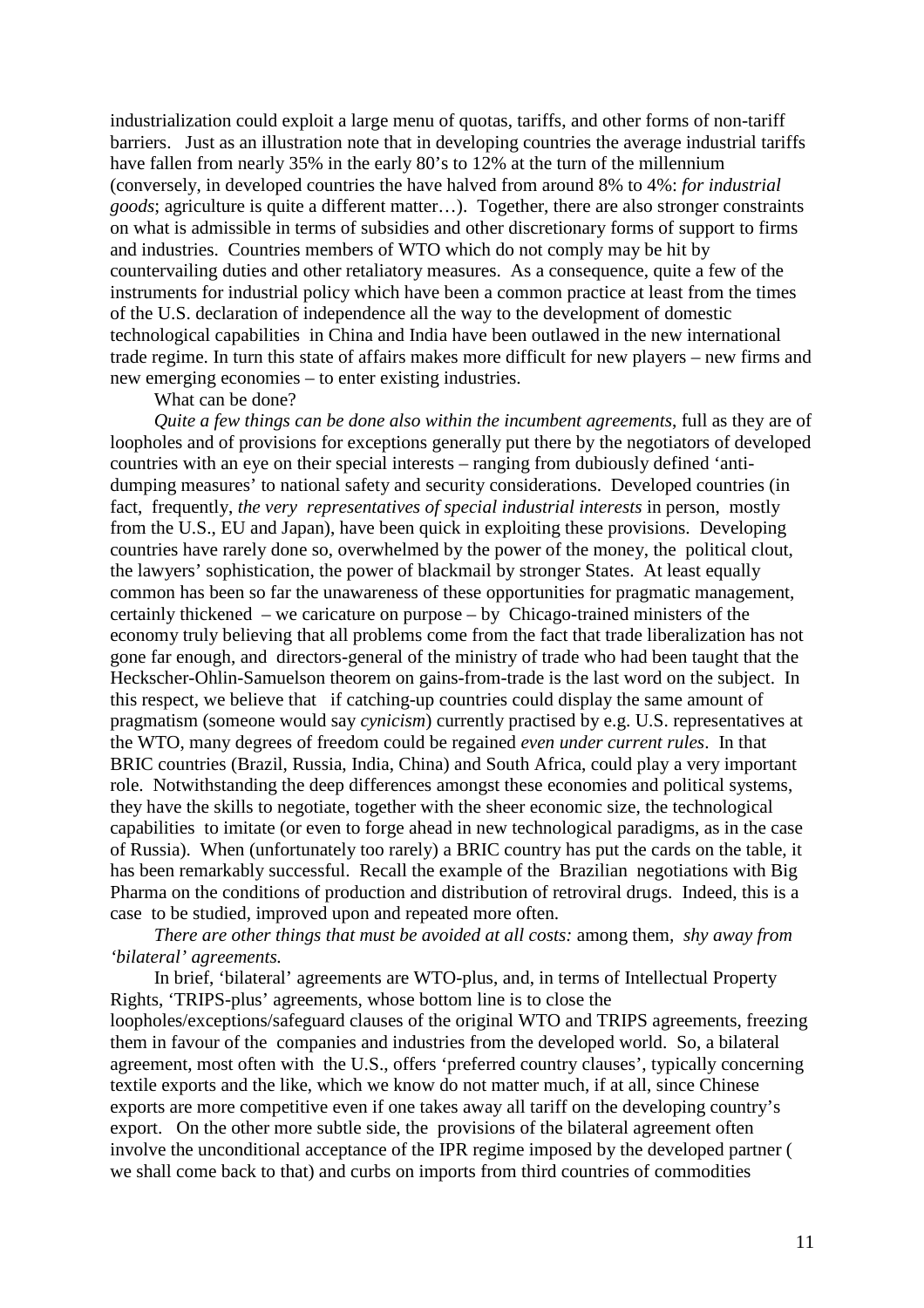industrialization could exploit a large menu of quotas, tariffs, and other forms of non-tariff barriers. Just as an illustration note that in developing countries the average industrial tariffs have fallen from nearly 35% in the early 80's to 12% at the turn of the millennium (conversely, in developed countries the have halved from around 8% to 4%: *for industrial goods*; agriculture is quite a different matter…). Together, there are also stronger constraints on what is admissible in terms of subsidies and other discretionary forms of support to firms and industries. Countries members of WTO which do not comply may be hit by countervailing duties and other retaliatory measures. As a consequence, quite a few of the instruments for industrial policy which have been a common practice at least from the times of the U.S. declaration of independence all the way to the development of domestic technological capabilities in China and India have been outlawed in the new international trade regime. In turn this state of affairs makes more difficult for new players – new firms and new emerging economies – to enter existing industries.

What can be done?

*Quite a few things can be done also within the incumbent agreements*, full as they are of loopholes and of provisions for exceptions generally put there by the negotiators of developed countries with an eye on their special interests – ranging from dubiously defined 'anti-dumping measures' to national safety and security considerations. Developed countries (in fact, frequently, *the very representatives of special industrial interests* in person, mostly from the U.S., EU and Japan), have been quick in exploiting these provisions. Developing countries have rarely done so, overwhelmed by the power of the money, the political clout, the lawyers' sophistication, the power of blackmail by stronger States. At least equally common has been so far the unawareness of these opportunities for pragmatic management, certainly thickened – we caricature on purpose – by Chicago-trained ministers of the economy truly believing that all problems come from the fact that trade liberalization has not gone far enough, and directors-general of the ministry of trade who had been taught that the Heckscher-Ohlin-Samuelson theorem on gains-from-trade is the last word on the subject. In this respect, we believe that if catching-up countries could display the same amount of pragmatism (someone would say *cynicism*) currently practised by e.g. U.S. representatives at the WTO, many degrees of freedom could be regained *even under current rules*. In that BRIC countries (Brazil, Russia, India, China) and South Africa, could play a very important role. Notwithstanding the deep differences amongst these economies and political systems, they have the skills to negotiate, together with the sheer economic size, the technological capabilities to imitate (or even to forge ahead in new technological paradigms, as in the case of Russia). When (unfortunately too rarely) a BRIC country has put the cards on the table, it has been remarkably successful. Recall the example of the Brazilian negotiations with Big Pharma on the conditions of production and distribution of retroviral drugs. Indeed, this is a case to be studied, improved upon and repeated more often.

*There are other things that must be avoided at all costs:* among them, *shy away from 'bilateral' agreements.*

In brief, 'bilateral' agreements are WTO-plus, and, in terms of Intellectual Property Rights, 'TRIPS-plus' agreements, whose bottom line is to close the loopholes/exceptions/safeguard clauses of the original WTO and TRIPS agreements, freezing them in favour of the companies and industries from the developed world. So, a bilateral agreement, most often with the U.S., offers 'preferred country clauses', typically concerning textile exports and the like, which we know do not matter much, if at all, since Chinese exports are more competitive even if one takes away all tariff on the developing country's export. On the other more subtle side, the provisions of the bilateral agreement often involve the unconditional acceptance of the IPR regime imposed by the developed partner ( we shall come back to that) and curbs on imports from third countries of commodities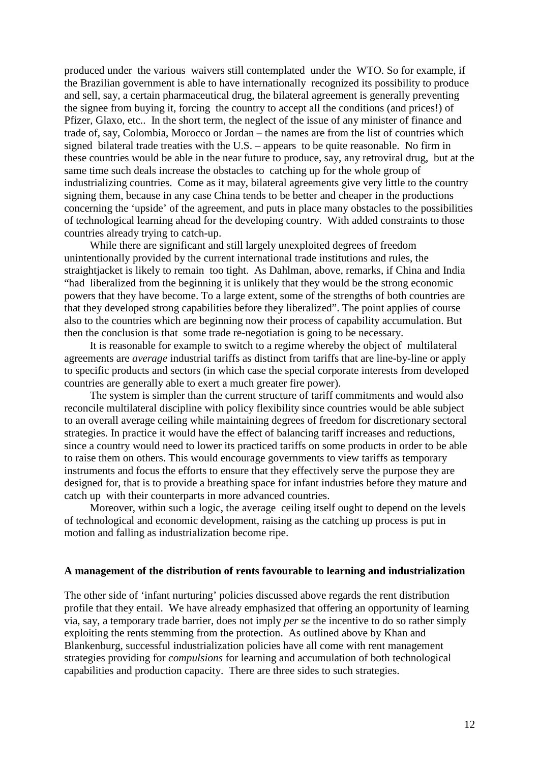produced under the various waivers still contemplated under the WTO. So for example, if the Brazilian government is able to have internationally recognized its possibility to produce and sell, say, a certain pharmaceutical drug, the bilateral agreement is generally preventing the signee from buying it, forcing the country to accept all the conditions (and prices!) of Pfizer, Glaxo, etc.. In the short term, the neglect of the issue of any minister of finance and trade of, say, Colombia, Morocco or Jordan – the names are from the list of countries which signed bilateral trade treaties with the U.S. – appears to be quite reasonable. No firm in these countries would be able in the near future to produce, say, any retroviral drug, but at the same time such deals increase the obstacles to catching up for the whole group of industrializing countries. Come as it may, bilateral agreements give very little to the country signing them, because in any case China tends to be better and cheaper in the productions concerning the 'upside' of the agreement, and puts in place many obstacles to the possibilities of technological learning ahead for the developing country. With added constraints to those countries already trying to catch-up.

While there are significant and still largely unexploited degrees of freedom unintentionally provided by the current international trade institutions and rules, the straightjacket is likely to remain too tight. As Dahlman, above, remarks, if China and India "had liberalized from the beginning it is unlikely that they would be the strong economic powers that they have become. To a large extent, some of the strengths of both countries are that they developed strong capabilities before they liberalized". The point applies of course also to the countries which are beginning now their process of capability accumulation. But then the conclusion is that some trade re-negotiation is going to be necessary.

It is reasonable for example to switch to a regime whereby the object of multilateral agreements are *average* industrial tariffs as distinct from tariffs that are line-by-line or apply to specific products and sectors (in which case the special corporate interests from developed countries are generally able to exert a much greater fire power).

The system is simpler than the current structure of tariff commitments and would also reconcile multilateral discipline with policy flexibility since countries would be able subject to an overall average ceiling while maintaining degrees of freedom for discretionary sectoral strategies. In practice it would have the effect of balancing tariff increases and reductions, since a country would need to lower its practiced tariffs on some products in order to be able to raise them on others. This would encourage governments to view tariffs as temporary instruments and focus the efforts to ensure that they effectively serve the purpose they are designed for, that is to provide a breathing space for infant industries before they mature and catch up with their counterparts in more advanced countries.

Moreover, within such a logic, the average ceiling itself ought to depend on the levels of technological and economic development, raising as the catching up process is put in motion and falling as industrialization become ripe.

**A management of the distribution of rents favourable to learning and industrialization**

The other side of 'infant nurturing' policies discussed above regards the rent distribution profile that they entail. We have already emphasized that offering an opportunity of learning via, say, a temporary trade barrier, does not imply *per se* the incentive to do so rather simply exploiting the rents stemming from the protection. As outlined above by Khan and Blankenburg, successful industrialization policies have all come with rent management strategies providing for *compulsions* for learning and accumulation of both technological capabilities and production capacity. There are three sides to such strategies.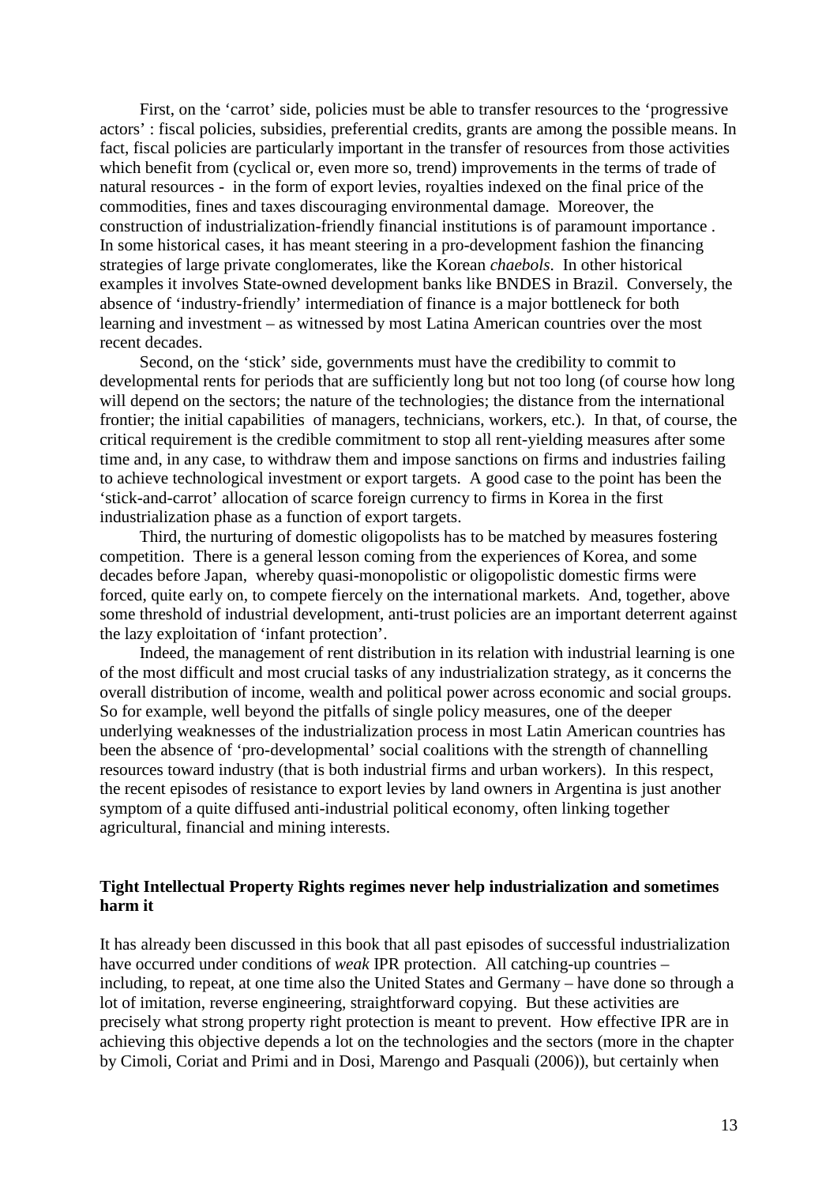First, on the 'carrot' side, policies must be able to transfer resources to the 'progressive actors' : fiscal policies, subsidies, preferential credits, grants are among the possible means. In fact, fiscal policies are particularly important in the transfer of resources from those activities which benefit from (cyclical or, even more so, trend) improvements in the terms of trade of natural resources - in the form of export levies, royalties indexed on the final price of the commodities, fines and taxes discouraging environmental damage. Moreover, the construction of industrialization-friendly financial institutions is of paramount importance . In some historical cases, it has meant steering in a pro-development fashion the financing strategies of large private conglomerates, like the Korean *chaebols*. In other historical examples it involves State-owned development banks like BNDES in Brazil. Conversely, the absence of 'industry-friendly' intermediation of finance is a major bottleneck for both learning and investment – as witnessed by most Latina American countries over the most recent decades.

Second, on the 'stick' side, governments must have the credibility to commit to developmental rents for periods that are sufficiently long but not too long (of course how long will depend on the sectors; the nature of the technologies; the distance from the international frontier; the initial capabilities of managers, technicians, workers, etc.). In that, of course, the critical requirement is the credible commitment to stop all rent-yielding measures after some time and, in any case, to withdraw them and impose sanctions on firms and industries failing to achieve technological investment or export targets. A good case to the point has been the 'stick-and-carrot' allocation of scarce foreign currency to firms in Korea in the first industrialization phase as a function of export targets.

Third, the nurturing of domestic oligopolists has to be matched by measures fostering competition. There is a general lesson coming from the experiences of Korea, and some decades before Japan, whereby quasi-monopolistic or oligopolistic domestic firms were forced, quite early on, to compete fiercely on the international markets. And, together, above some threshold of industrial development, anti-trust policies are an important deterrent against the lazy exploitation of 'infant protection'.

Indeed, the management of rent distribution in its relation with industrial learning is one of the most difficult and most crucial tasks of any industrialization strategy, as it concerns the overall distribution of income, wealth and political power across economic and social groups. So for example, well beyond the pitfalls of single policy measures, one of the deeper underlying weaknesses of the industrialization process in most Latin American countries has been the absence of 'pro-developmental' social coalitions with the strength of channelling resources toward industry (that is both industrial firms and urban workers). In this respect, the recent episodes of resistance to export levies by land owners in Argentina is just another symptom of a quite diffused anti-industrial political economy, often linking together agricultural, financial and mining interests.

**Tight Intellectual Property Rights regimes never help industrialization and sometimes harm it**

It has already been discussed in this book that all past episodes of successful industrialization have occurred under conditions of *weak* IPR protection. All catching-up countries – including, to repeat, at one time also the United States and Germany – have done so through a lot of imitation, reverse engineering, straightforward copying. But these activities are precisely what strong property right protection is meant to prevent. How effective IPR are in achieving this objective depends a lot on the technologies and the sectors (more in the chapter by Cimoli, Coriat and Primi and in Dosi, Marengo and Pasquali (2006)), but certainly when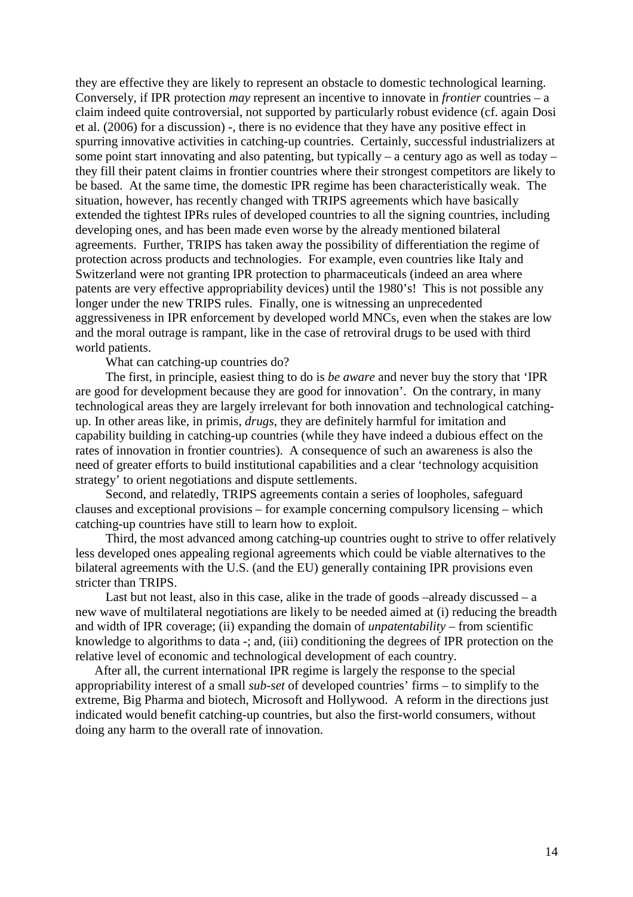they are effective they are likely to represent an obstacle to domestic technological learning. Conversely, if IPR protection *may* represent an incentive to innovate in *frontier* countries – a claim indeed quite controversial, not supported by particularly robust evidence (cf. again Dosi et al. (2006) for a discussion) -, there is no evidence that they have any positive effect in spurring innovative activities in catching-up countries. Certainly, successful industrializers at some point start innovating and also patenting, but typically – a century ago as well as today – they fill their patent claims in frontier countries where their strongest competitors are likely to be based. At the same time, the domestic IPR regime has been characteristically weak. The situation, however, has recently changed with TRIPS agreements which have basically extended the tightest IPRs rules of developed countries to all the signing countries, including developing ones, and has been made even worse by the already mentioned bilateral agreements. Further, TRIPS has taken away the possibility of differentiation the regime of protection across products and technologies. For example, even countries like Italy and Switzerland were not granting IPR protection to pharmaceuticals (indeed an area where patents are very effective appropriability devices) until the 1980's! This is not possible any longer under the new TRIPS rules. Finally, one is witnessing an unprecedented aggressiveness in IPR enforcement by developed world MNCs, even when the stakes are low and the moral outrage is rampant, like in the case of retroviral drugs to be used with third world patients.

What can catching-up countries do?

The first, in principle, easiest thing to do is *be aware* and never buy the story that 'IPR are good for development because they are good for innovation'. On the contrary, in many technological areas they are largely irrelevant for both innovation and technological catching-up. In other areas like, in primis, *drugs*, they are definitely harmful for imitation and capability building in catching-up countries (while they have indeed a dubious effect on the rates of innovation in frontier countries). A consequence of such an awareness is also the need of greater efforts to build institutional capabilities and a clear 'technology acquisition strategy' to orient negotiations and dispute settlements.

Second, and relatedly, TRIPS agreements contain a series of loopholes, safeguard clauses and exceptional provisions – for example concerning compulsory licensing – which catching-up countries have still to learn how to exploit.

Third, the most advanced among catching-up countries ought to strive to offer relatively less developed ones appealing regional agreements which could be viable alternatives to the bilateral agreements with the U.S. (and the EU) generally containing IPR provisions even stricter than TRIPS.

Last but not least, also in this case, alike in the trade of goods –already discussed – a new wave of multilateral negotiations are likely to be needed aimed at (i) reducing the breadth and width of IPR coverage; (ii) expanding the domain of *unpatentability* – from scientific knowledge to algorithms to data -; and, (iii) conditioning the degrees of IPR protection on the relative level of economic and technological development of each country.

After all, the current international IPR regime is largely the response to the special appropriability interest of a small *sub-set* of developed countries' firms – to simplify to the extreme, Big Pharma and biotech, Microsoft and Hollywood. A reform in the directions just indicated would benefit catching-up countries, but also the first-world consumers, without doing any harm to the overall rate of innovation.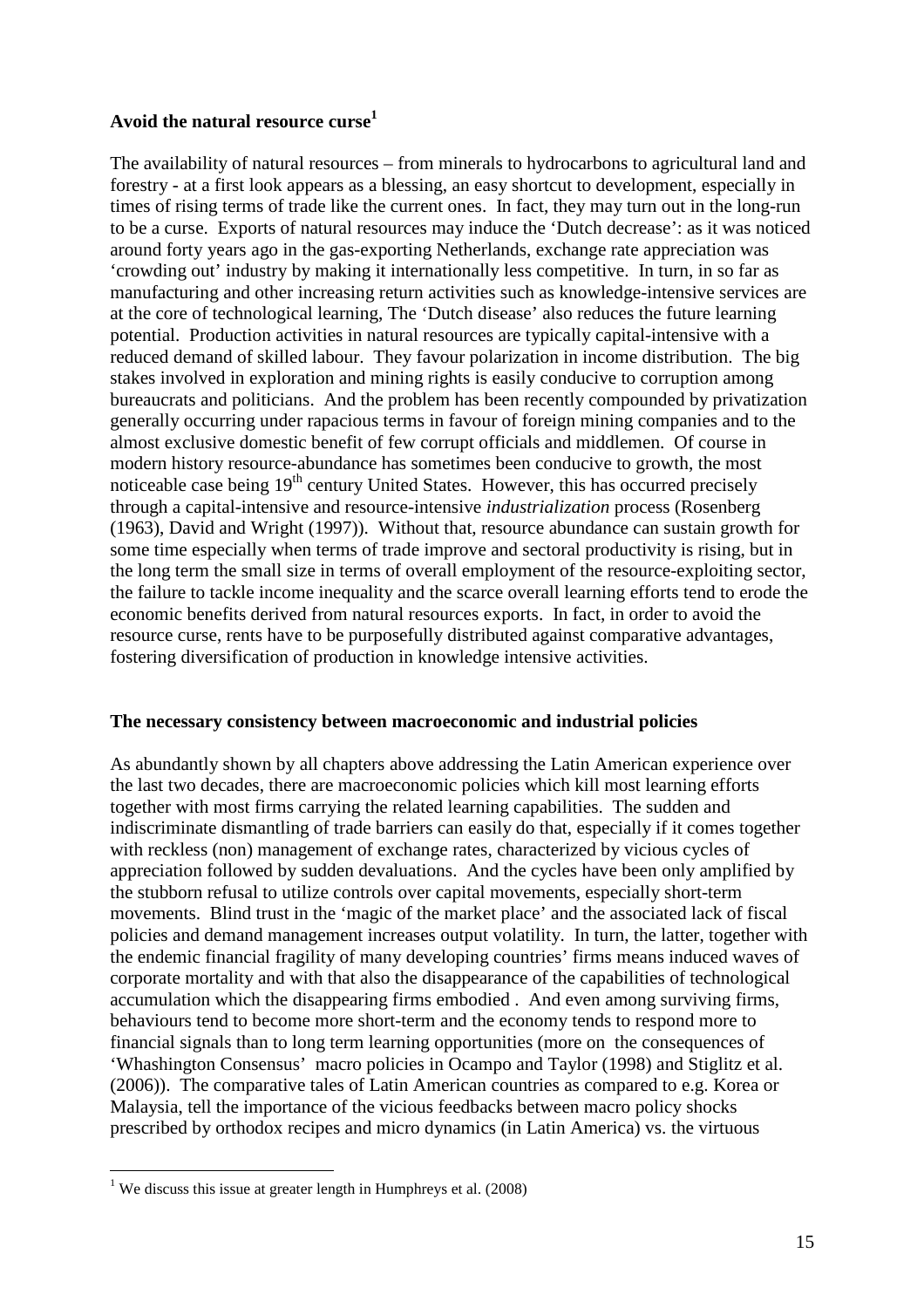**Avoid the natural resource curse**[1]

The availability of natural resources – from minerals to hydrocarbons to agricultural land and forestry - at a first look appears as a blessing, an easy shortcut to development, especially in times of rising terms of trade like the current ones. In fact, they may turn out in the long-run to be a curse. Exports of natural resources may induce the 'Dutch decrease': as it was noticed around forty years ago in the gas-exporting Netherlands, exchange rate appreciation was 'crowding out' industry by making it internationally less competitive. In turn, in so far as manufacturing and other increasing return activities such as knowledge-intensive services are at the core of technological learning, The 'Dutch disease' also reduces the future learning potential. Production activities in natural resources are typically capital-intensive with a reduced demand of skilled labour. They favour polarization in income distribution. The big stakes involved in exploration and mining rights is easily conducive to corruption among bureaucrats and politicians. And the problem has been recently compounded by privatization generally occurring under rapacious terms in favour of foreign mining companies and to the almost exclusive domestic benefit of few corrupt officials and middlemen. Of course in modern history resource-abundance has sometimes been conducive to growth, the most noticeable case being 19th century United States. However, this has occurred precisely through a capital-intensive and resource-intensive *industrialization* process (Rosenberg (1963), David and Wright (1997)). Without that, resource abundance can sustain growth for some time especially when terms of trade improve and sectoral productivity is rising, but in the long term the small size in terms of overall employment of the resource-exploiting sector, the failure to tackle income inequality and the scarce overall learning efforts tend to erode the economic benefits derived from natural resources exports. In fact, in order to avoid the resource curse, rents have to be purposefully distributed against comparative advantages, fostering diversification of production in knowledge intensive activities.

**The necessary consistency between macroeconomic and industrial policies**

As abundantly shown by all chapters above addressing the Latin American experience over the last two decades, there are macroeconomic policies which kill most learning efforts together with most firms carrying the related learning capabilities. The sudden and indiscriminate dismantling of trade barriers can easily do that, especially if it comes together with reckless (non) management of exchange rates, characterized by vicious cycles of appreciation followed by sudden devaluations. And the cycles have been only amplified by the stubborn refusal to utilize controls over capital movements, especially short-term movements. Blind trust in the 'magic of the market place' and the associated lack of fiscal policies and demand management increases output volatility. In turn, the latter, together with the endemic financial fragility of many developing countries' firms means induced waves of corporate mortality and with that also the disappearance of the capabilities of technological accumulation which the disappearing firms embodied . And even among surviving firms, behaviours tend to become more short-term and the economy tends to respond more to financial signals than to long term learning opportunities (more on the consequences of 'Whashington Consensus' macro policies in Ocampo and Taylor (1998) and Stiglitz et al. (2006)). The comparative tales of Latin American countries as compared to e.g. Korea or Malaysia, tell the importance of the vicious feedbacks between macro policy shocks prescribed by orthodox recipes and micro dynamics (in Latin America) vs. the virtuous

[1] We discuss this issue at greater length in Humphreys et al. (2008)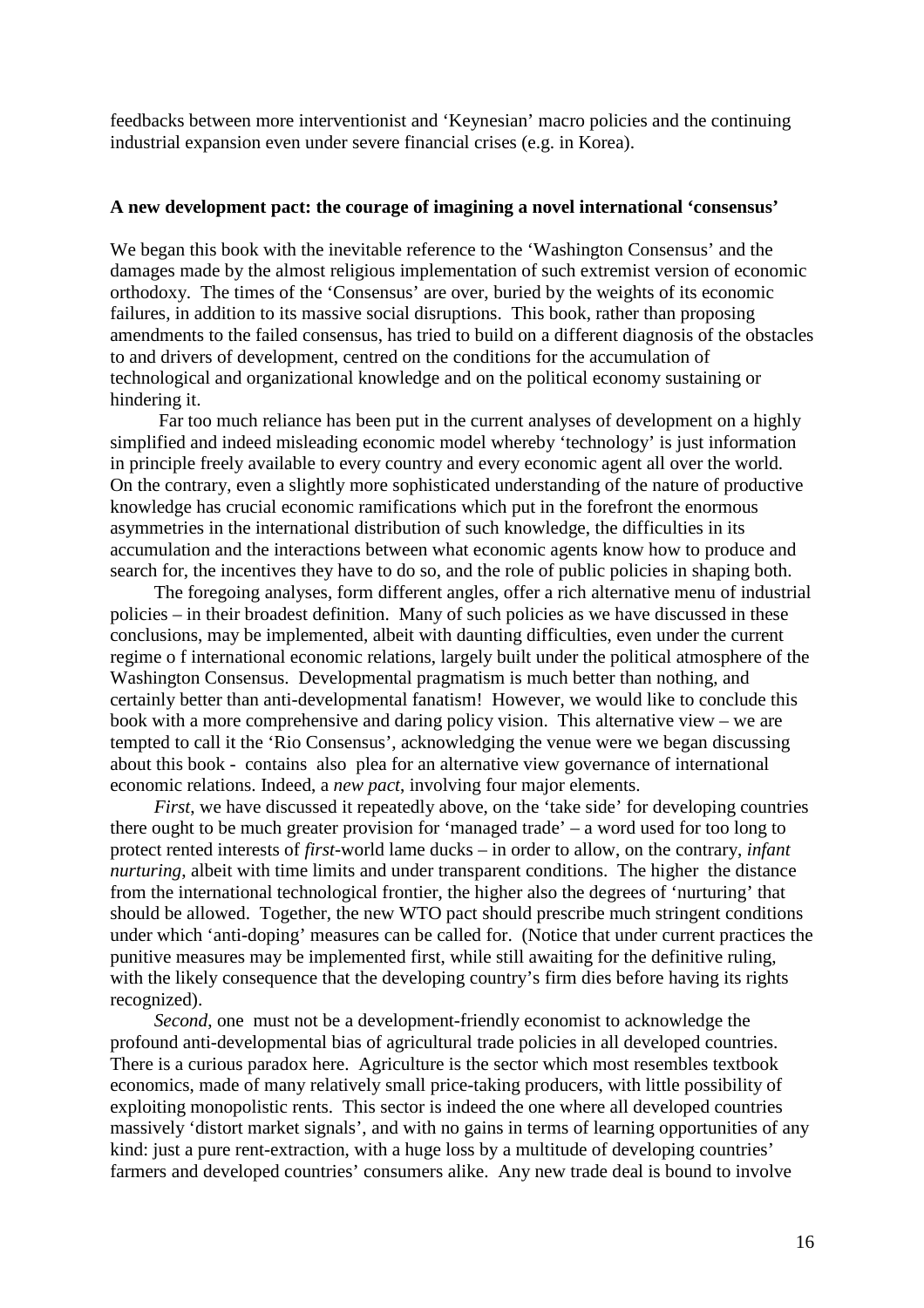feedbacks between more interventionist and 'Keynesian' macro policies and the continuing industrial expansion even under severe financial crises (e.g. in Korea).

**A new development pact: the courage of imagining a novel international 'consensus'**

We began this book with the inevitable reference to the 'Washington Consensus' and the damages made by the almost religious implementation of such extremist version of economic orthodoxy. The times of the 'Consensus' are over, buried by the weights of its economic failures, in addition to its massive social disruptions. This book, rather than proposing amendments to the failed consensus, has tried to build on a different diagnosis of the obstacles to and drivers of development, centred on the conditions for the accumulation of technological and organizational knowledge and on the political economy sustaining or hindering it.

Far too much reliance has been put in the current analyses of development on a highly simplified and indeed misleading economic model whereby 'technology' is just information in principle freely available to every country and every economic agent all over the world. On the contrary, even a slightly more sophisticated understanding of the nature of productive knowledge has crucial economic ramifications which put in the forefront the enormous asymmetries in the international distribution of such knowledge, the difficulties in its accumulation and the interactions between what economic agents know how to produce and search for, the incentives they have to do so, and the role of public policies in shaping both.

The foregoing analyses, form different angles, offer a rich alternative menu of industrial policies – in their broadest definition. Many of such policies as we have discussed in these conclusions, may be implemented, albeit with daunting difficulties, even under the current regime o f international economic relations, largely built under the political atmosphere of the Washington Consensus. Developmental pragmatism is much better than nothing, and certainly better than anti-developmental fanatism! However, we would like to conclude this book with a more comprehensive and daring policy vision. This alternative view – we are tempted to call it the 'Rio Consensus', acknowledging the venue were we began discussing about this book - contains also plea for an alternative view governance of international economic relations. Indeed, a *new pact*, involving four major elements.

*First*, we have discussed it repeatedly above, on the 'take side' for developing countries there ought to be much greater provision for 'managed trade' – a word used for too long to protect rented interests of *first*-world lame ducks – in order to allow, on the contrary, *infant nurturing*, albeit with time limits and under transparent conditions. The higher the distance from the international technological frontier, the higher also the degrees of 'nurturing' that should be allowed. Together, the new WTO pact should prescribe much stringent conditions under which 'anti-doping' measures can be called for. (Notice that under current practices the punitive measures may be implemented first, while still awaiting for the definitive ruling, with the likely consequence that the developing country's firm dies before having its rights recognized).

*Second*, one must not be a development-friendly economist to acknowledge the profound anti-developmental bias of agricultural trade policies in all developed countries. There is a curious paradox here. Agriculture is the sector which most resembles textbook economics, made of many relatively small price-taking producers, with little possibility of exploiting monopolistic rents. This sector is indeed the one where all developed countries massively 'distort market signals', and with no gains in terms of learning opportunities of any kind: just a pure rent-extraction, with a huge loss by a multitude of developing countries' farmers and developed countries' consumers alike. Any new trade deal is bound to involve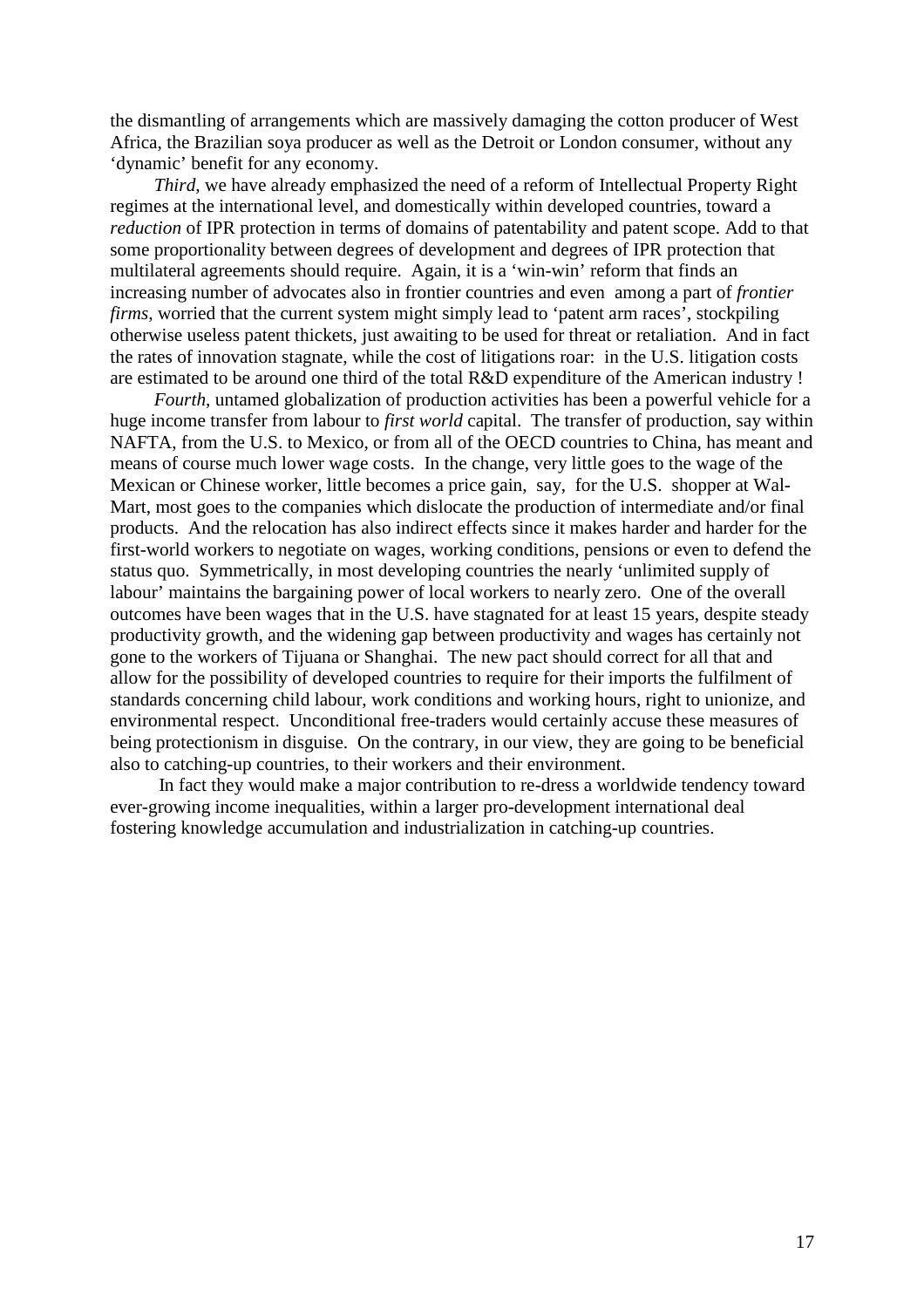the dismantling of arrangements which are massively damaging the cotton producer of West Africa, the Brazilian soya producer as well as the Detroit or London consumer, without any 'dynamic' benefit for any economy.

*Third*, we have already emphasized the need of a reform of Intellectual Property Right regimes at the international level, and domestically within developed countries, toward a *reduction* of IPR protection in terms of domains of patentability and patent scope. Add to that some proportionality between degrees of development and degrees of IPR protection that multilateral agreements should require. Again, it is a 'win-win' reform that finds an increasing number of advocates also in frontier countries and even among a part of *frontier firms*, worried that the current system might simply lead to 'patent arm races', stockpiling otherwise useless patent thickets, just awaiting to be used for threat or retaliation. And in fact the rates of innovation stagnate, while the cost of litigations roar: in the U.S. litigation costs are estimated to be around one third of the total R&D expenditure of the American industry !

*Fourth*, untamed globalization of production activities has been a powerful vehicle for a huge income transfer from labour to *first world* capital. The transfer of production, say within NAFTA, from the U.S. to Mexico, or from all of the OECD countries to China, has meant and means of course much lower wage costs. In the change, very little goes to the wage of the Mexican or Chinese worker, little becomes a price gain, say, for the U.S. shopper at Wal-Mart, most goes to the companies which dislocate the production of intermediate and/or final products. And the relocation has also indirect effects since it makes harder and harder for the first-world workers to negotiate on wages, working conditions, pensions or even to defend the status quo. Symmetrically, in most developing countries the nearly 'unlimited supply of labour' maintains the bargaining power of local workers to nearly zero. One of the overall outcomes have been wages that in the U.S. have stagnated for at least 15 years, despite steady productivity growth, and the widening gap between productivity and wages has certainly not gone to the workers of Tijuana or Shanghai. The new pact should correct for all that and allow for the possibility of developed countries to require for their imports the fulfilment of standards concerning child labour, work conditions and working hours, right to unionize, and environmental respect. Unconditional free-traders would certainly accuse these measures of being protectionism in disguise. On the contrary, in our view, they are going to be beneficial also to catching-up countries, to their workers and their environment.

In fact they would make a major contribution to re-dress a worldwide tendency toward ever-growing income inequalities, within a larger pro-development international deal fostering knowledge accumulation and industrialization in catching-up countries.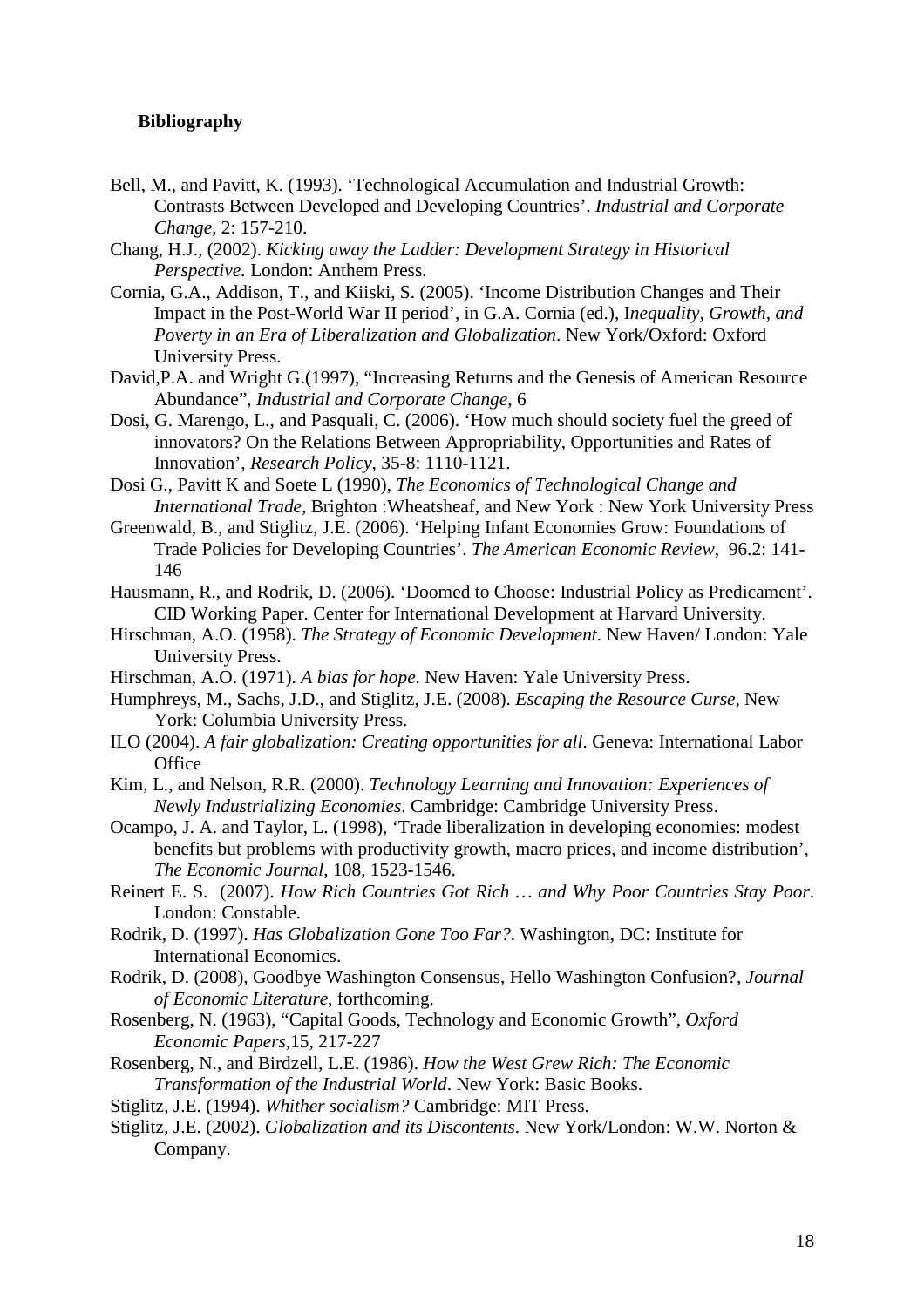**Bibliography**

Bell, M., and Pavitt, K. (1993). 'Technological Accumulation and Industrial Growth: Contrasts Between Developed and Developing Countries'. *Industrial and Corporate Change*, 2: 157-210.

Chang, H.J., (2002). *Kicking away the Ladder: Development Strategy in Historical Perspective*. London: Anthem Press.

Cornia, G.A., Addison, T., and Kiiski, S. (2005). 'Income Distribution Changes and Their Impact in the Post-World War II period', in G.A. Cornia (ed.), I*nequality, Growth, and Poverty in an Era of Liberalization and Globalization*. New York/Oxford: Oxford University Press.

David,P.A. and Wright G.(1997), "Increasing Returns and the Genesis of American Resource Abundance", *Industrial and Corporate Change*, 6

Dosi, G. Marengo, L., and Pasquali, C. (2006). 'How much should society fuel the greed of innovators? On the Relations Between Appropriability, Opportunities and Rates of Innovation', *Research Policy*, 35-8: 1110-1121.

Dosi G., Pavitt K and Soete L (1990), *The Economics of Technological Change and International Trade*, Brighton :Wheatsheaf, and New York : New York University Press

Greenwald, B., and Stiglitz, J.E. (2006). 'Helping Infant Economies Grow: Foundations of Trade Policies for Developing Countries'. *The American Economic Review*, 96.2: 141-146

Hausmann, R., and Rodrik, D. (2006). 'Doomed to Choose: Industrial Policy as Predicament'. CID Working Paper. Center for International Development at Harvard University.

Hirschman, A.O. (1958). *The Strategy of Economic Development*. New Haven/ London: Yale University Press.

Hirschman, A.O. (1971). *A bias for hope*. New Haven: Yale University Press.

Humphreys, M., Sachs, J.D., and Stiglitz, J.E. (2008). *Escaping the Resource Curse*, New York: Columbia University Press.

ILO (2004). *A fair globalization: Creating opportunities for all*. Geneva: International Labor Office

Kim, L., and Nelson, R.R. (2000). *Technology Learning and Innovation: Experiences of Newly Industrializing Economies*. Cambridge: Cambridge University Press.

Ocampo, J. A. and Taylor, L. (1998), 'Trade liberalization in developing economies: modest benefits but problems with productivity growth, macro prices, and income distribution', *The Economic Journal*, 108, 1523-1546.

Reinert E. S. (2007). *How Rich Countries Got Rich … and Why Poor Countries Stay Poor*. London: Constable.

Rodrik, D. (1997). *Has Globalization Gone Too Far?*. Washington, DC: Institute for International Economics.

Rodrik, D. (2008), Goodbye Washington Consensus, Hello Washington Confusion?, *Journal of Economic Literature*, forthcoming.

Rosenberg, N. (1963), "Capital Goods, Technology and Economic Growth", *Oxford Economic Papers*,15, 217-227

Rosenberg, N., and Birdzell, L.E. (1986). *How the West Grew Rich: The Economic Transformation of the Industrial World*. New York: Basic Books.

Stiglitz, J.E. (1994). *Whither socialism?* Cambridge: MIT Press.

Stiglitz, J.E. (2002). *Globalization and its Discontents*. New York/London: W.W. Norton & Company.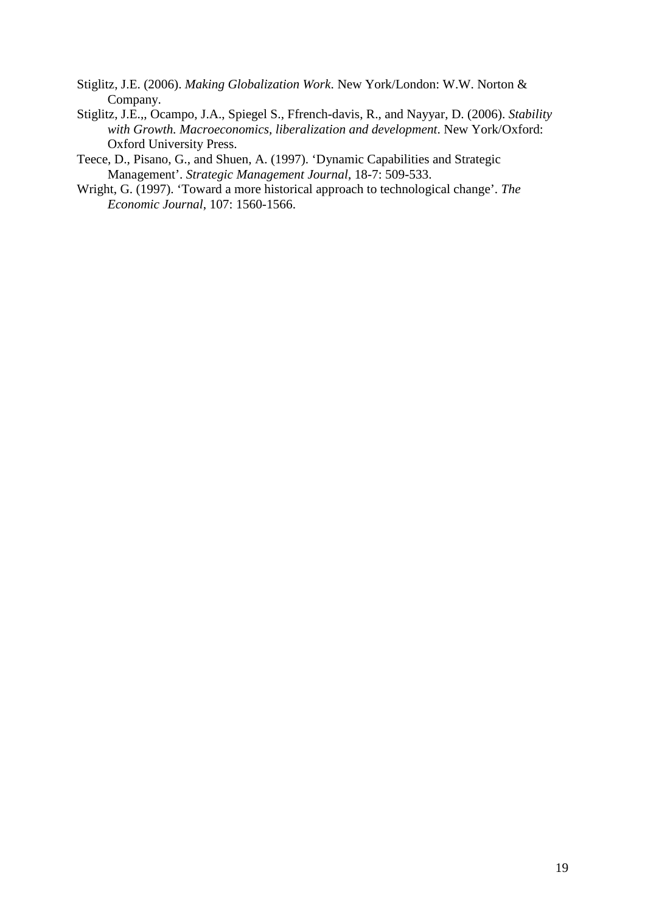Stiglitz, J.E. (2006). *Making Globalization Work*. New York/London: W.W. Norton & Company.

Stiglitz, J.E.,, Ocampo, J.A., Spiegel S., Ffrench-davis, R., and Nayyar, D. (2006). *Stability with Growth. Macroeconomics, liberalization and development*. New York/Oxford: Oxford University Press.

Teece, D., Pisano, G., and Shuen, A. (1997). 'Dynamic Capabilities and Strategic Management'. *Strategic Management Journal*, 18-7: 509-533.

Wright, G. (1997). 'Toward a more historical approach to technological change'. *The Economic Journal*, 107: 1560-1566.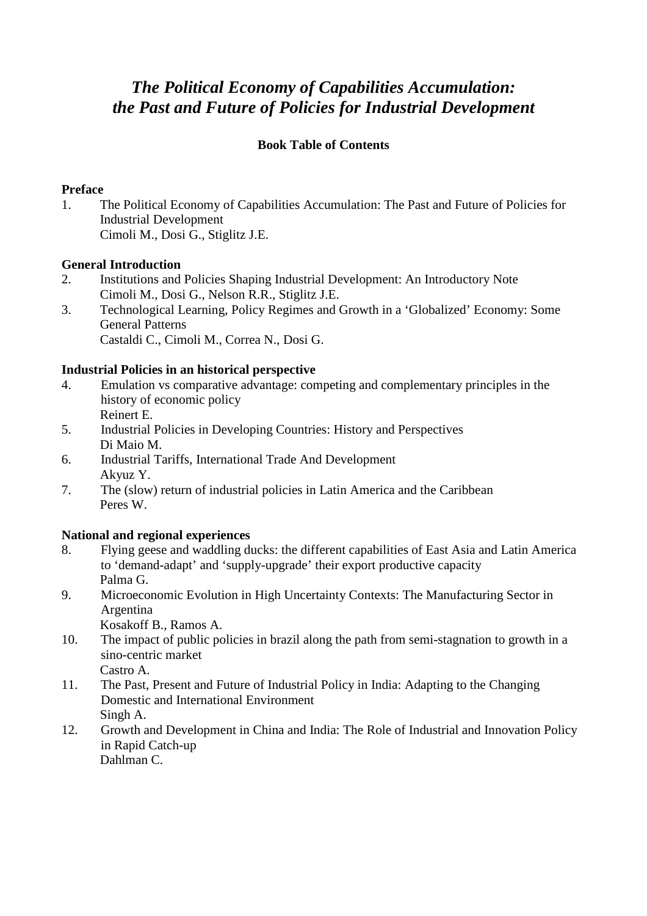# *The Political Economy of Capabilities Accumulation: the Past and Future of Policies for Industrial Development*

**Book Table of Contents**

**Preface**

1. The Political Economy of Capabilities Accumulation: The Past and Future of Policies for Industrial Development
   Cimoli M., Dosi G., Stiglitz J.E.

**General Introduction**

2. Institutions and Policies Shaping Industrial Development: An Introductory Note
   Cimoli M., Dosi G., Nelson R.R., Stiglitz J.E.
3. Technological Learning, Policy Regimes and Growth in a 'Globalized' Economy: Some General Patterns
   Castaldi C., Cimoli M., Correa N., Dosi G.

**Industrial Policies in an historical perspective**

4. Emulation vs comparative advantage: competing and complementary principles in the history of economic policy
   Reinert E.
5. Industrial Policies in Developing Countries: History and Perspectives
   Di Maio M.
6. Industrial Tariffs, International Trade And Development
   Akyuz Y.
7. The (slow) return of industrial policies in Latin America and the Caribbean
   Peres W.

**National and regional experiences**

8. Flying geese and waddling ducks: the different capabilities of East Asia and Latin America to 'demand-adapt' and 'supply-upgrade' their export productive capacity
   Palma G.
9. Microeconomic Evolution in High Uncertainty Contexts: The Manufacturing Sector in Argentina
   Kosakoff B., Ramos A.
10. The impact of public policies in brazil along the path from semi-stagnation to growth in a sino-centric market
    Castro A.
11. The Past, Present and Future of Industrial Policy in India: Adapting to the Changing Domestic and International Environment
    Singh A.
12. Growth and Development in China and India: The Role of Industrial and Innovation Policy in Rapid Catch-up
    Dahlman C.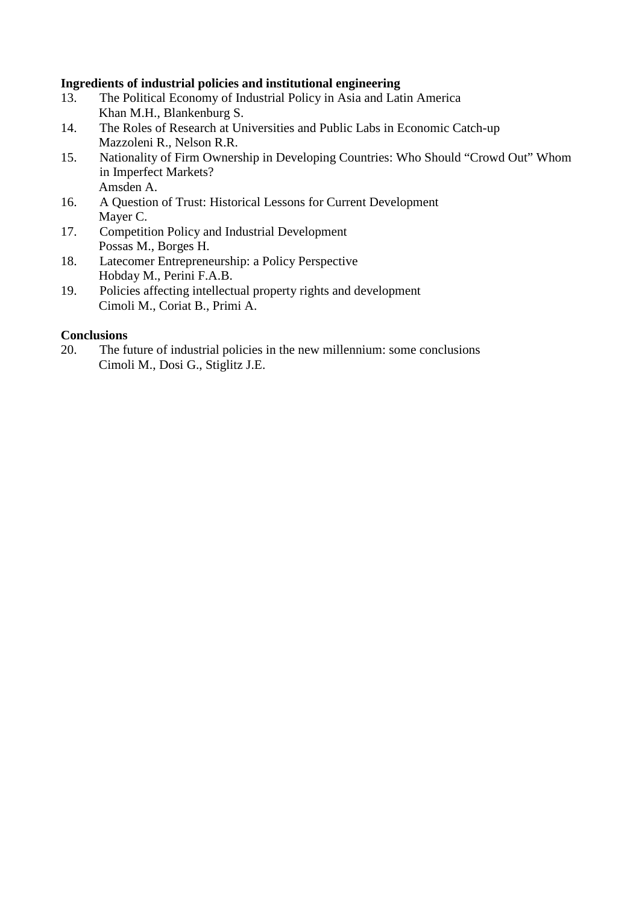**Ingredients of industrial policies and institutional engineering**

13. The Political Economy of Industrial Policy in Asia and Latin America
    Khan M.H., Blankenburg S.
14. The Roles of Research at Universities and Public Labs in Economic Catch-up
    Mazzoleni R., Nelson R.R.
15. Nationality of Firm Ownership in Developing Countries: Who Should "Crowd Out" Whom in Imperfect Markets?
    Amsden A.
16. A Question of Trust: Historical Lessons for Current Development
    Mayer C.
17. Competition Policy and Industrial Development
    Possas M., Borges H.
18. Latecomer Entrepreneurship: a Policy Perspective
    Hobday M., Perini F.A.B.
19. Policies affecting intellectual property rights and development
    Cimoli M., Coriat B., Primi A.

**Conclusions**

20. The future of industrial policies in the new millennium: some conclusions
    Cimoli M., Dosi G., Stiglitz J.E.